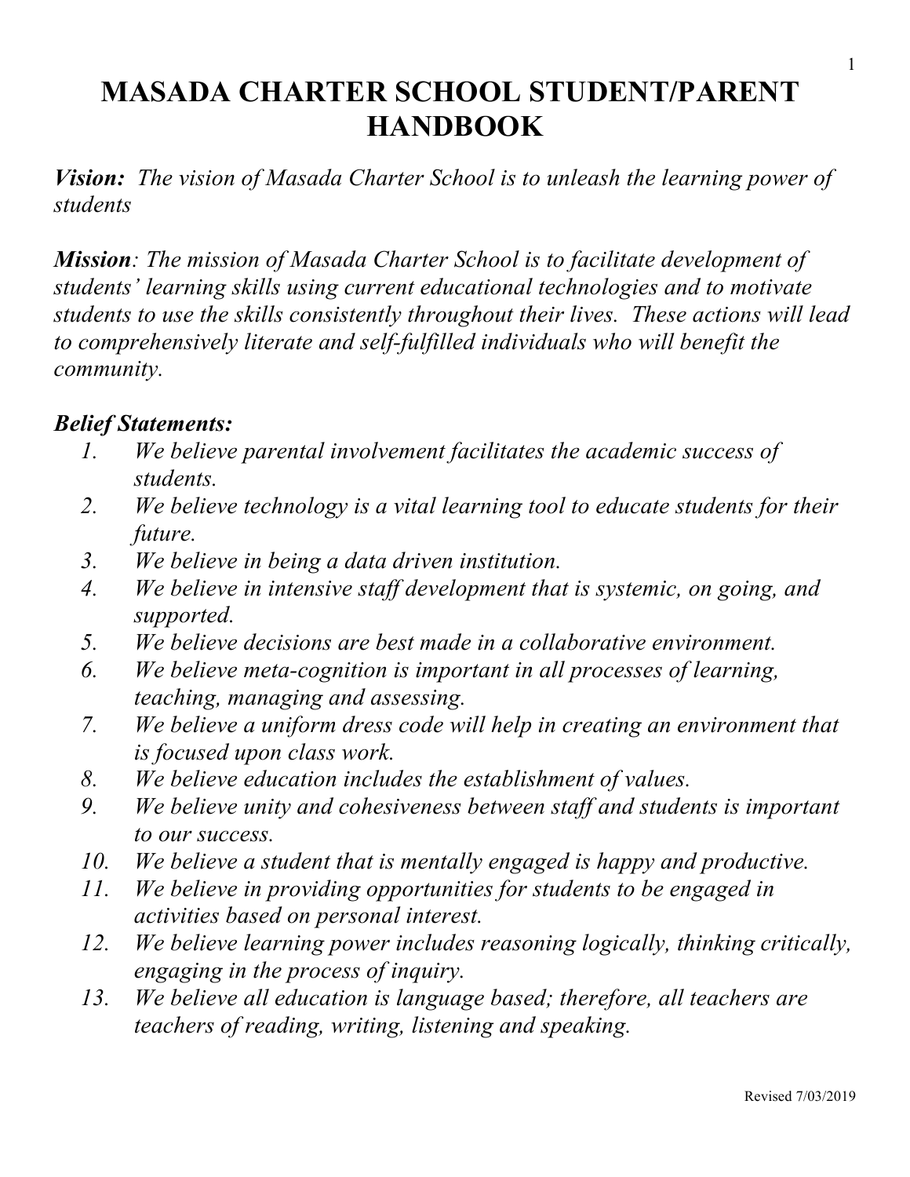# MASADA CHARTER SCHOOL STUDENT/PARENT HANDBOOK

***Vision:*** *The vision of Masada Charter School is to unleash the learning power of students*

***Mission****: The mission of Masada Charter School is to facilitate development of students' learning skills using current educational technologies and to motivate students to use the skills consistently throughout their lives. These actions will lead to comprehensively literate and self-fulfilled individuals who will benefit the community.*

***Belief Statements:***

1. *We believe parental involvement facilitates the academic success of students.*
2. *We believe technology is a vital learning tool to educate students for their future.*
3. *We believe in being a data driven institution.*
4. *We believe in intensive staff development that is systemic, on going, and supported.*
5. *We believe decisions are best made in a collaborative environment.*
6. *We believe meta-cognition is important in all processes of learning, teaching, managing and assessing.*
7. *We believe a uniform dress code will help in creating an environment that is focused upon class work.*
8. *We believe education includes the establishment of values.*
9. *We believe unity and cohesiveness between staff and students is important to our success.*
10. *We believe a student that is mentally engaged is happy and productive.*
11. *We believe in providing opportunities for students to be engaged in activities based on personal interest.*
12. *We believe learning power includes reasoning logically, thinking critically, engaging in the process of inquiry.*
13. *We believe all education is language based; therefore, all teachers are teachers of reading, writing, listening and speaking.*

Revised 7/03/2019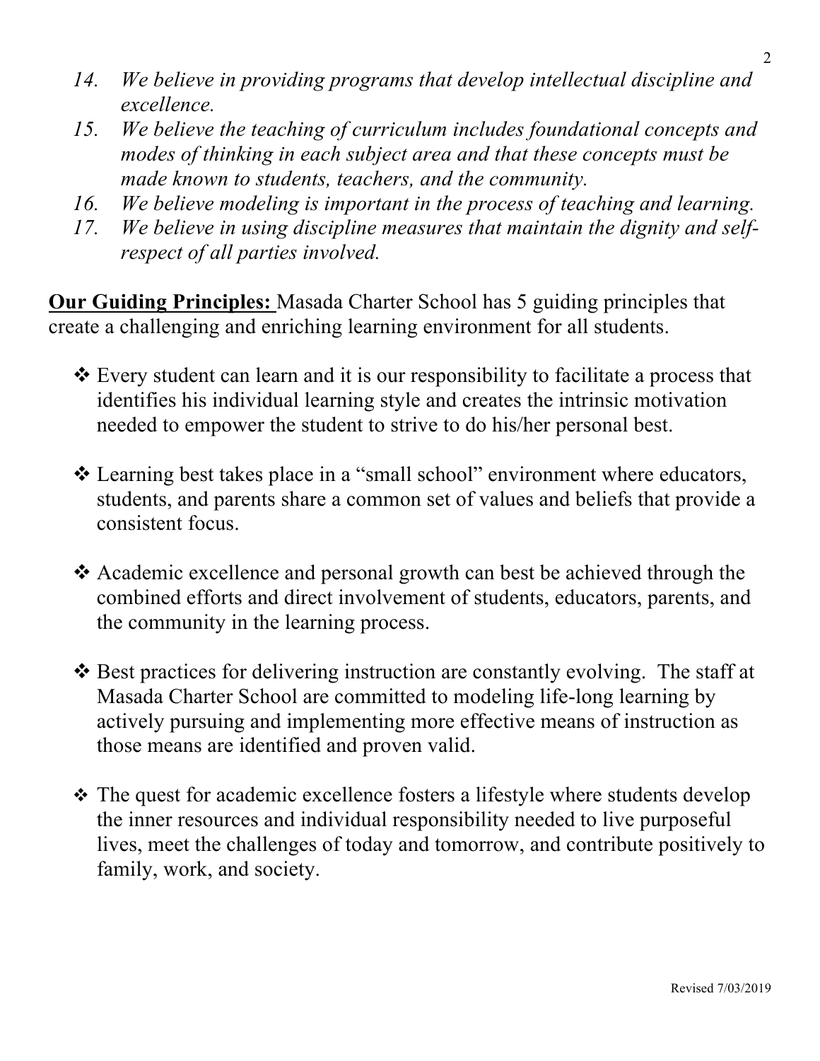14. *We believe in providing programs that develop intellectual discipline and excellence.*
15. *We believe the teaching of curriculum includes foundational concepts and modes of thinking in each subject area and that these concepts must be made known to students, teachers, and the community.*
16. *We believe modeling is important in the process of teaching and learning.*
17. *We believe in using discipline measures that maintain the dignity and self-respect of all parties involved.*

**Our Guiding Principles:** Masada Charter School has 5 guiding principles that create a challenging and enriching learning environment for all students.

- Every student can learn and it is our responsibility to facilitate a process that identifies his individual learning style and creates the intrinsic motivation needed to empower the student to strive to do his/her personal best.

- Learning best takes place in a "small school" environment where educators, students, and parents share a common set of values and beliefs that provide a consistent focus.

- Academic excellence and personal growth can best be achieved through the combined efforts and direct involvement of students, educators, parents, and the community in the learning process.

- Best practices for delivering instruction are constantly evolving. The staff at Masada Charter School are committed to modeling life-long learning by actively pursuing and implementing more effective means of instruction as those means are identified and proven valid.

- The quest for academic excellence fosters a lifestyle where students develop the inner resources and individual responsibility needed to live purposeful lives, meet the challenges of today and tomorrow, and contribute positively to family, work, and society.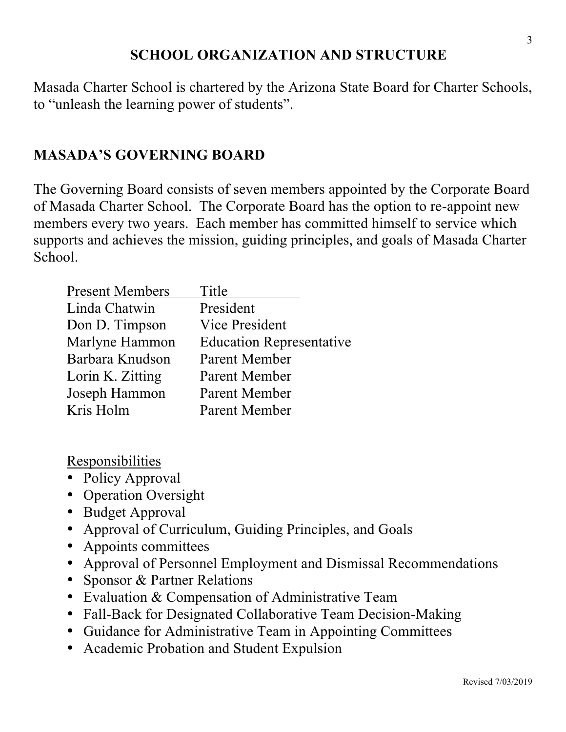## SCHOOL ORGANIZATION AND STRUCTURE

Masada Charter School is chartered by the Arizona State Board for Charter Schools, to "unleash the learning power of students".

## MASADA'S GOVERNING BOARD

The Governing Board consists of seven members appointed by the Corporate Board of Masada Charter School. The Corporate Board has the option to re-appoint new members every two years. Each member has committed himself to service which supports and achieves the mission, guiding principles, and goals of Masada Charter School.

| Present Members | Title |
| --- | --- |
| Linda Chatwin | President |
| Don D. Timpson | Vice President |
| Marlyne Hammon | Education Representative |
| Barbara Knudson | Parent Member |
| Lorin K. Zitting | Parent Member |
| Joseph Hammon | Parent Member |
| Kris Holm | Parent Member |

Responsibilities

- Policy Approval
- Operation Oversight
- Budget Approval
- Approval of Curriculum, Guiding Principles, and Goals
- Appoints committees
- Approval of Personnel Employment and Dismissal Recommendations
- Sponsor & Partner Relations
- Evaluation & Compensation of Administrative Team
- Fall-Back for Designated Collaborative Team Decision-Making
- Guidance for Administrative Team in Appointing Committees
- Academic Probation and Student Expulsion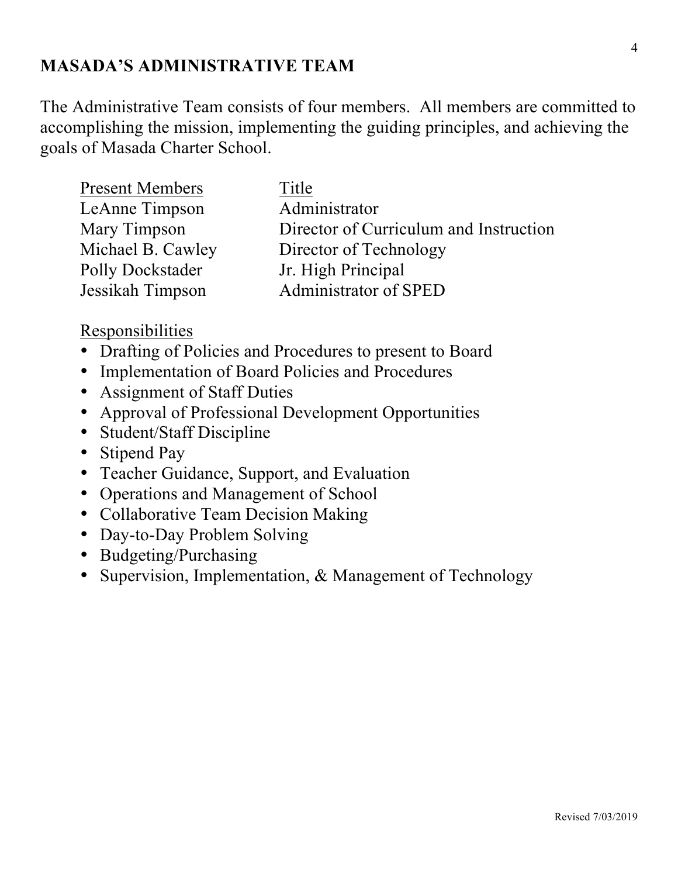## MASADA'S ADMINISTRATIVE TEAM

The Administrative Team consists of four members. All members are committed to accomplishing the mission, implementing the guiding principles, and achieving the goals of Masada Charter School.

| Present Members | Title |
|---|---|
| LeAnne Timpson | Administrator |
| Mary Timpson | Director of Curriculum and Instruction |
| Michael B. Cawley | Director of Technology |
| Polly Dockstader | Jr. High Principal |
| Jessikah Timpson | Administrator of SPED |

Responsibilities

- Drafting of Policies and Procedures to present to Board
- Implementation of Board Policies and Procedures
- Assignment of Staff Duties
- Approval of Professional Development Opportunities
- Student/Staff Discipline
- Stipend Pay
- Teacher Guidance, Support, and Evaluation
- Operations and Management of School
- Collaborative Team Decision Making
- Day-to-Day Problem Solving
- Budgeting/Purchasing
- Supervision, Implementation, & Management of Technology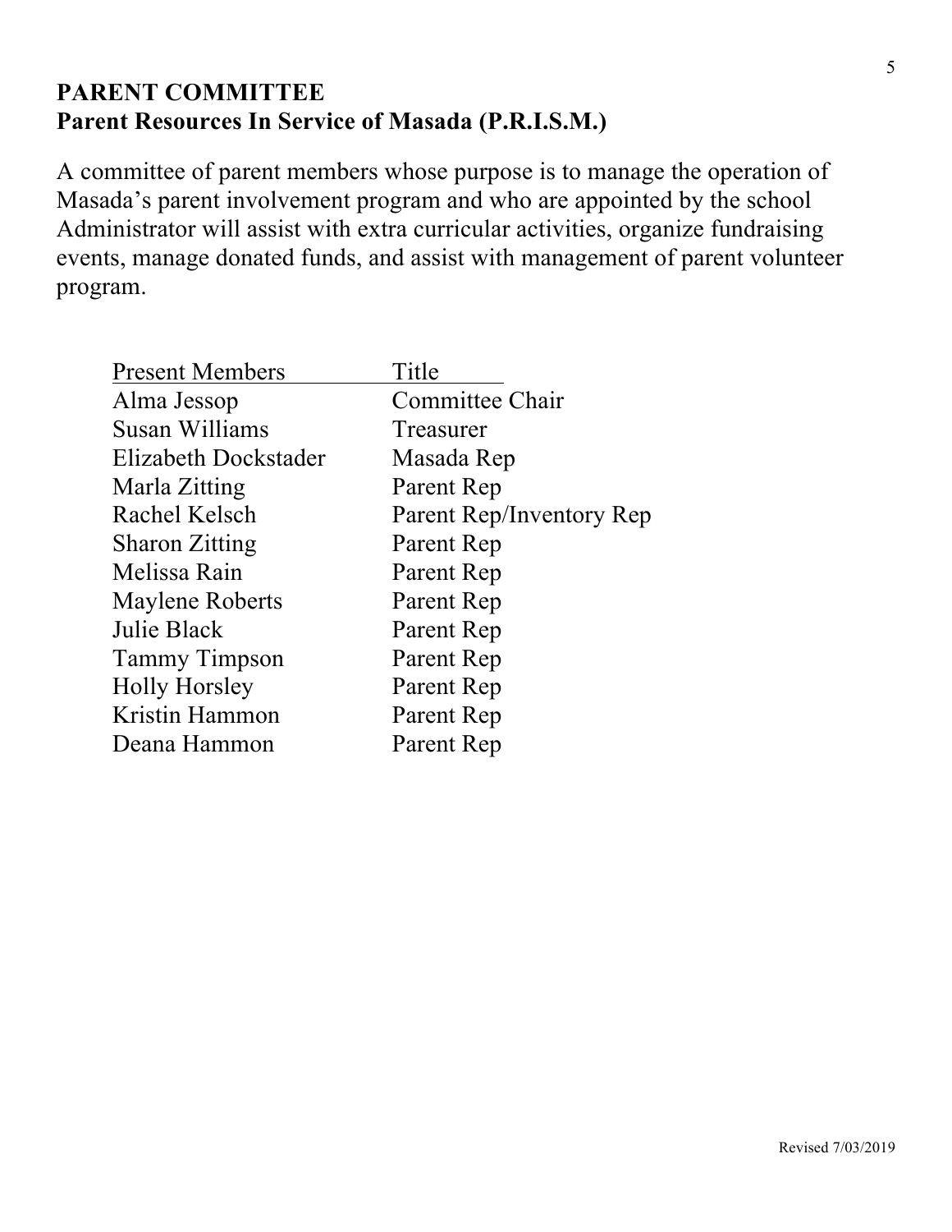## PARENT COMMITTEE
## Parent Resources In Service of Masada (P.R.I.S.M.)

A committee of parent members whose purpose is to manage the operation of Masada's parent involvement program and who are appointed by the school Administrator will assist with extra curricular activities, organize fundraising events, manage donated funds, and assist with management of parent volunteer program.

| Present Members | Title |
|---|---|
| Alma Jessop | Committee Chair |
| Susan Williams | Treasurer |
| Elizabeth Dockstader | Masada Rep |
| Marla Zitting | Parent Rep |
| Rachel Kelsch | Parent Rep/Inventory Rep |
| Sharon Zitting | Parent Rep |
| Melissa Rain | Parent Rep |
| Maylene Roberts | Parent Rep |
| Julie Black | Parent Rep |
| Tammy Timpson | Parent Rep |
| Holly Horsley | Parent Rep |
| Kristin Hammon | Parent Rep |
| Deana Hammon | Parent Rep |

Revised 7/03/2019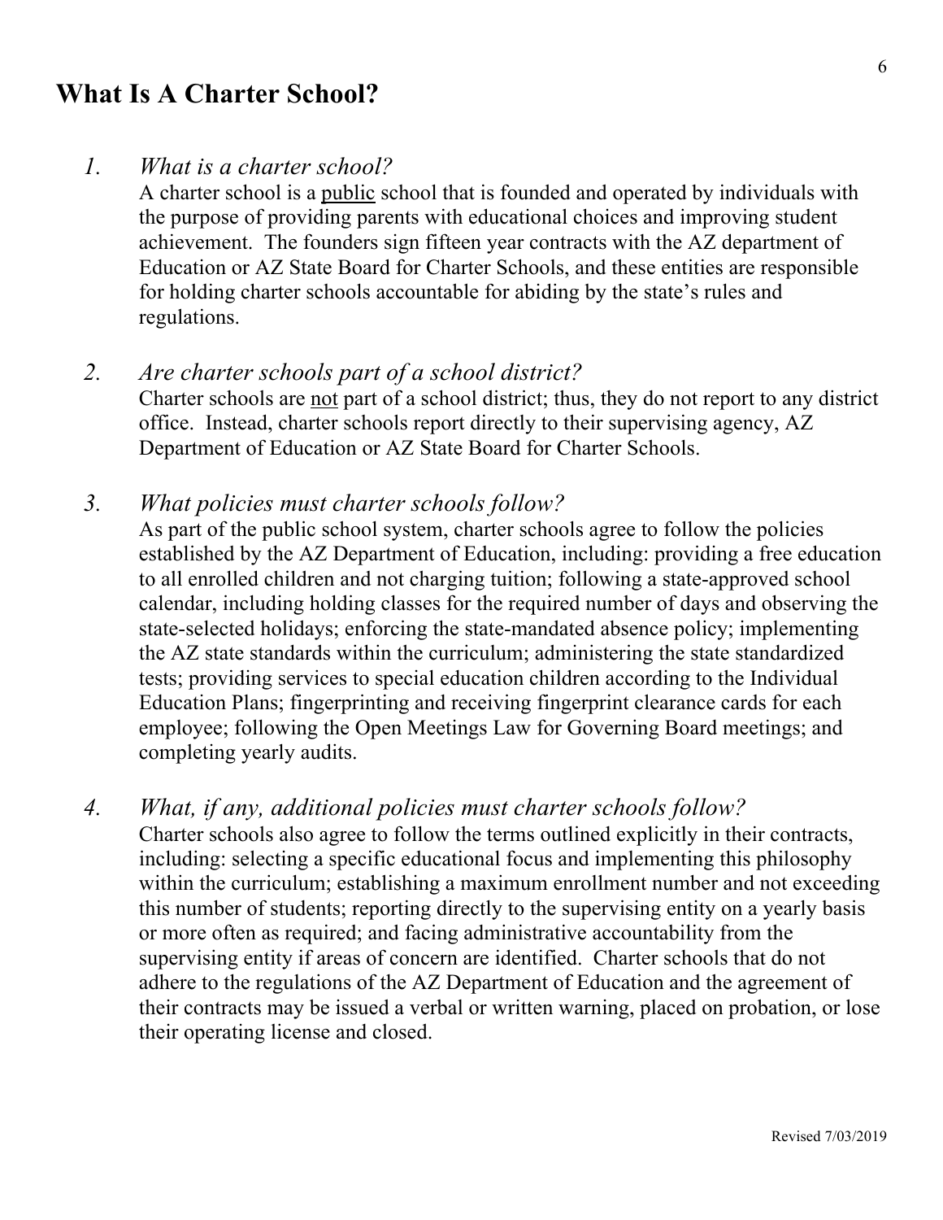# What Is A Charter School?

1. *What is a charter school?*
   A charter school is a <u>public</u> school that is founded and operated by individuals with the purpose of providing parents with educational choices and improving student achievement. The founders sign fifteen year contracts with the AZ department of Education or AZ State Board for Charter Schools, and these entities are responsible for holding charter schools accountable for abiding by the state's rules and regulations.

2. *Are charter schools part of a school district?*
   Charter schools are <u>not</u> part of a school district; thus, they do not report to any district office. Instead, charter schools report directly to their supervising agency, AZ Department of Education or AZ State Board for Charter Schools.

3. *What policies must charter schools follow?*
   As part of the public school system, charter schools agree to follow the policies established by the AZ Department of Education, including: providing a free education to all enrolled children and not charging tuition; following a state-approved school calendar, including holding classes for the required number of days and observing the state-selected holidays; enforcing the state-mandated absence policy; implementing the AZ state standards within the curriculum; administering the state standardized tests; providing services to special education children according to the Individual Education Plans; fingerprinting and receiving fingerprint clearance cards for each employee; following the Open Meetings Law for Governing Board meetings; and completing yearly audits.

4. *What, if any, additional policies must charter schools follow?*
   Charter schools also agree to follow the terms outlined explicitly in their contracts, including: selecting a specific educational focus and implementing this philosophy within the curriculum; establishing a maximum enrollment number and not exceeding this number of students; reporting directly to the supervising entity on a yearly basis or more often as required; and facing administrative accountability from the supervising entity if areas of concern are identified. Charter schools that do not adhere to the regulations of the AZ Department of Education and the agreement of their contracts may be issued a verbal or written warning, placed on probation, or lose their operating license and closed.

Revised 7/03/2019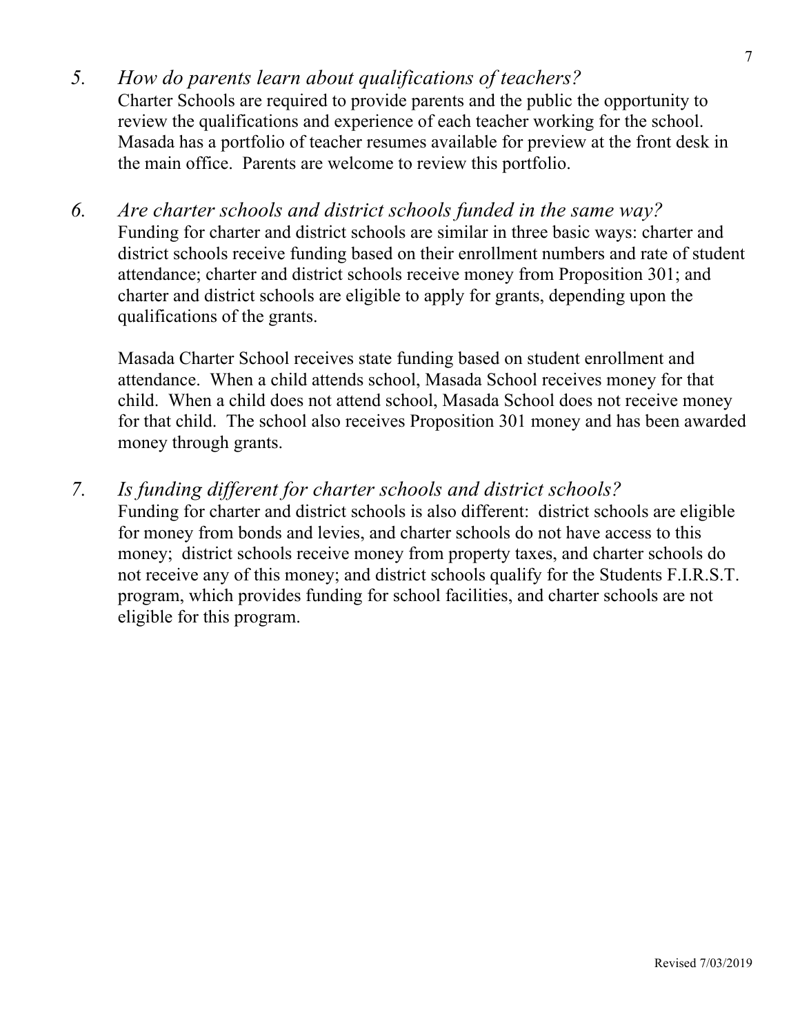5. *How do parents learn about qualifications of teachers?*
   Charter Schools are required to provide parents and the public the opportunity to review the qualifications and experience of each teacher working for the school. Masada has a portfolio of teacher resumes available for preview at the front desk in the main office. Parents are welcome to review this portfolio.

6. *Are charter schools and district schools funded in the same way?*
   Funding for charter and district schools are similar in three basic ways: charter and district schools receive funding based on their enrollment numbers and rate of student attendance; charter and district schools receive money from Proposition 301; and charter and district schools are eligible to apply for grants, depending upon the qualifications of the grants.

   Masada Charter School receives state funding based on student enrollment and attendance. When a child attends school, Masada School receives money for that child. When a child does not attend school, Masada School does not receive money for that child. The school also receives Proposition 301 money and has been awarded money through grants.

7. *Is funding different for charter schools and district schools?*
   Funding for charter and district schools is also different: district schools are eligible for money from bonds and levies, and charter schools do not have access to this money; district schools receive money from property taxes, and charter schools do not receive any of this money; and district schools qualify for the Students F.I.R.S.T. program, which provides funding for school facilities, and charter schools are not eligible for this program.

Revised 7/03/2019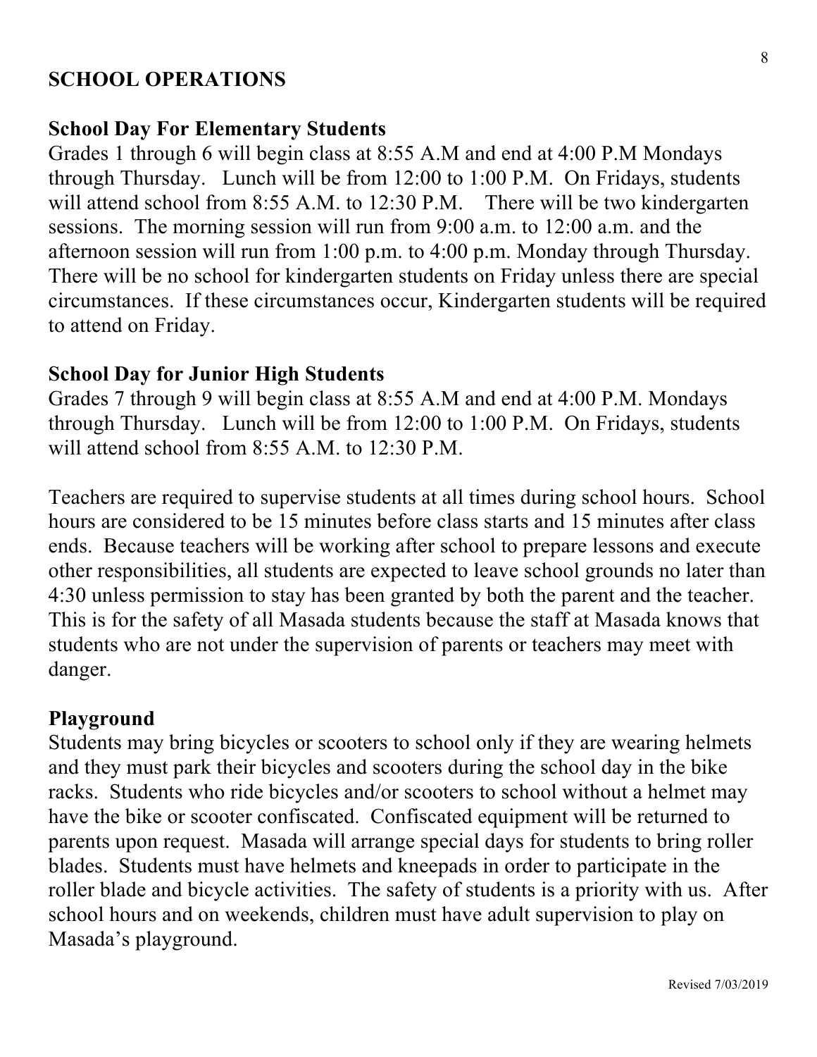# SCHOOL OPERATIONS

## School Day For Elementary Students

Grades 1 through 6 will begin class at 8:55 A.M and end at 4:00 P.M Mondays through Thursday. Lunch will be from 12:00 to 1:00 P.M. On Fridays, students will attend school from 8:55 A.M. to 12:30 P.M. There will be two kindergarten sessions. The morning session will run from 9:00 a.m. to 12:00 a.m. and the afternoon session will run from 1:00 p.m. to 4:00 p.m. Monday through Thursday. There will be no school for kindergarten students on Friday unless there are special circumstances. If these circumstances occur, Kindergarten students will be required to attend on Friday.

## School Day for Junior High Students

Grades 7 through 9 will begin class at 8:55 A.M and end at 4:00 P.M. Mondays through Thursday. Lunch will be from 12:00 to 1:00 P.M. On Fridays, students will attend school from 8:55 A.M. to 12:30 P.M.

Teachers are required to supervise students at all times during school hours. School hours are considered to be 15 minutes before class starts and 15 minutes after class ends. Because teachers will be working after school to prepare lessons and execute other responsibilities, all students are expected to leave school grounds no later than 4:30 unless permission to stay has been granted by both the parent and the teacher. This is for the safety of all Masada students because the staff at Masada knows that students who are not under the supervision of parents or teachers may meet with danger.

## Playground

Students may bring bicycles or scooters to school only if they are wearing helmets and they must park their bicycles and scooters during the school day in the bike racks. Students who ride bicycles and/or scooters to school without a helmet may have the bike or scooter confiscated. Confiscated equipment will be returned to parents upon request. Masada will arrange special days for students to bring roller blades. Students must have helmets and kneepads in order to participate in the roller blade and bicycle activities. The safety of students is a priority with us. After school hours and on weekends, children must have adult supervision to play on Masada's playground.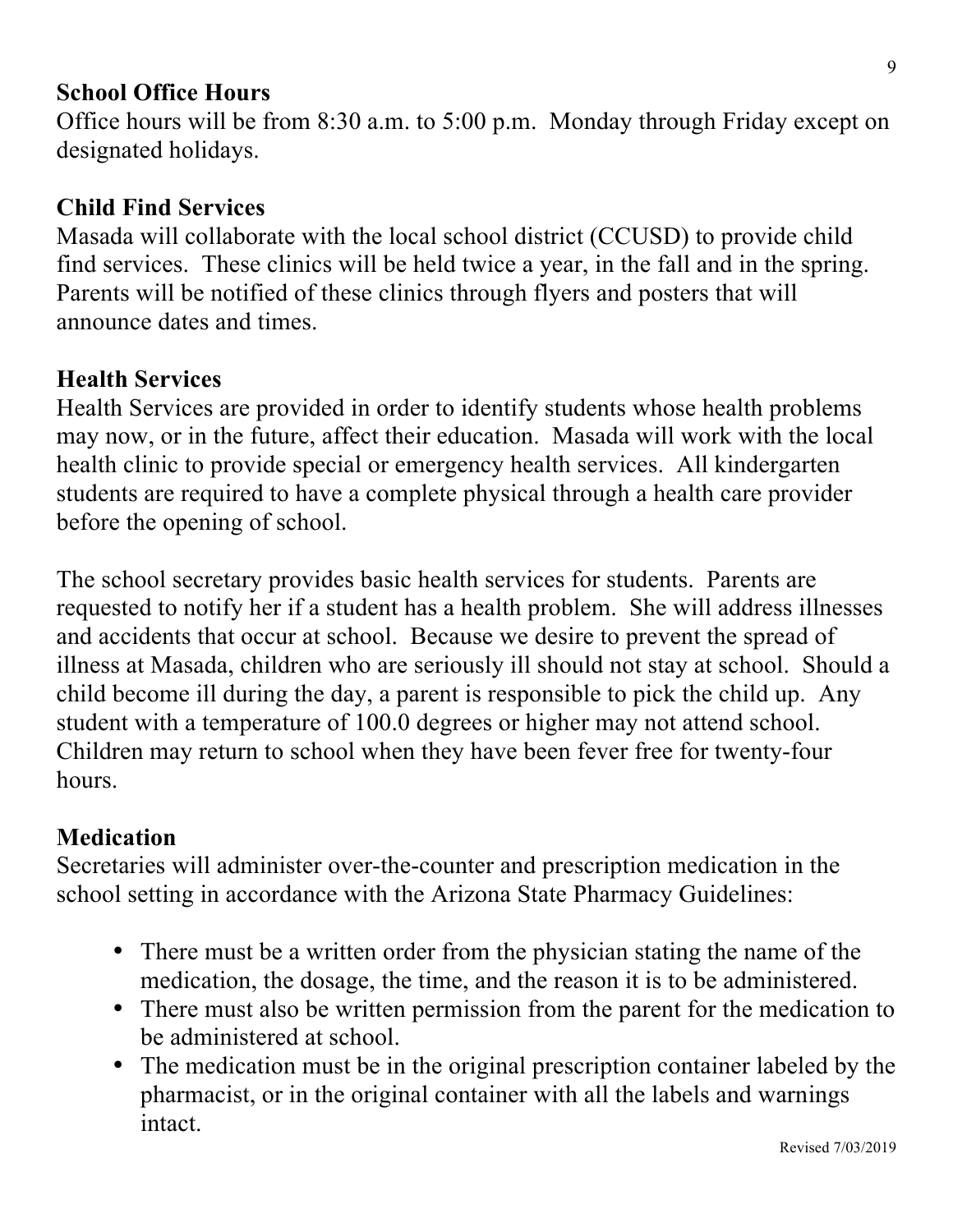## School Office Hours

Office hours will be from 8:30 a.m. to 5:00 p.m. Monday through Friday except on designated holidays.

## Child Find Services

Masada will collaborate with the local school district (CCUSD) to provide child find services. These clinics will be held twice a year, in the fall and in the spring. Parents will be notified of these clinics through flyers and posters that will announce dates and times.

## Health Services

Health Services are provided in order to identify students whose health problems may now, or in the future, affect their education. Masada will work with the local health clinic to provide special or emergency health services. All kindergarten students are required to have a complete physical through a health care provider before the opening of school.

The school secretary provides basic health services for students. Parents are requested to notify her if a student has a health problem. She will address illnesses and accidents that occur at school. Because we desire to prevent the spread of illness at Masada, children who are seriously ill should not stay at school. Should a child become ill during the day, a parent is responsible to pick the child up. Any student with a temperature of 100.0 degrees or higher may not attend school. Children may return to school when they have been fever free for twenty-four hours.

## Medication

Secretaries will administer over-the-counter and prescription medication in the school setting in accordance with the Arizona State Pharmacy Guidelines:

- There must be a written order from the physician stating the name of the medication, the dosage, the time, and the reason it is to be administered.
- There must also be written permission from the parent for the medication to be administered at school.
- The medication must be in the original prescription container labeled by the pharmacist, or in the original container with all the labels and warnings intact.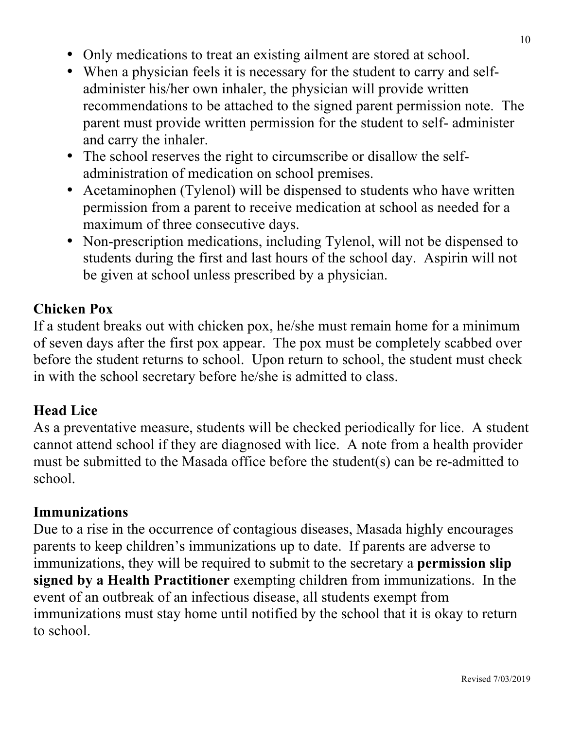- Only medications to treat an existing ailment are stored at school.
- When a physician feels it is necessary for the student to carry and self-administer his/her own inhaler, the physician will provide written recommendations to be attached to the signed parent permission note. The parent must provide written permission for the student to self- administer and carry the inhaler.
- The school reserves the right to circumscribe or disallow the self-administration of medication on school premises.
- Acetaminophen (Tylenol) will be dispensed to students who have written permission from a parent to receive medication at school as needed for a maximum of three consecutive days.
- Non-prescription medications, including Tylenol, will not be dispensed to students during the first and last hours of the school day. Aspirin will not be given at school unless prescribed by a physician.

**Chicken Pox**

If a student breaks out with chicken pox, he/she must remain home for a minimum of seven days after the first pox appear. The pox must be completely scabbed over before the student returns to school. Upon return to school, the student must check in with the school secretary before he/she is admitted to class.

**Head Lice**

As a preventative measure, students will be checked periodically for lice. A student cannot attend school if they are diagnosed with lice. A note from a health provider must be submitted to the Masada office before the student(s) can be re-admitted to school.

**Immunizations**

Due to a rise in the occurrence of contagious diseases, Masada highly encourages parents to keep children's immunizations up to date. If parents are adverse to immunizations, they will be required to submit to the secretary a **permission slip signed by a Health Practitioner** exempting children from immunizations. In the event of an outbreak of an infectious disease, all students exempt from immunizations must stay home until notified by the school that it is okay to return to school.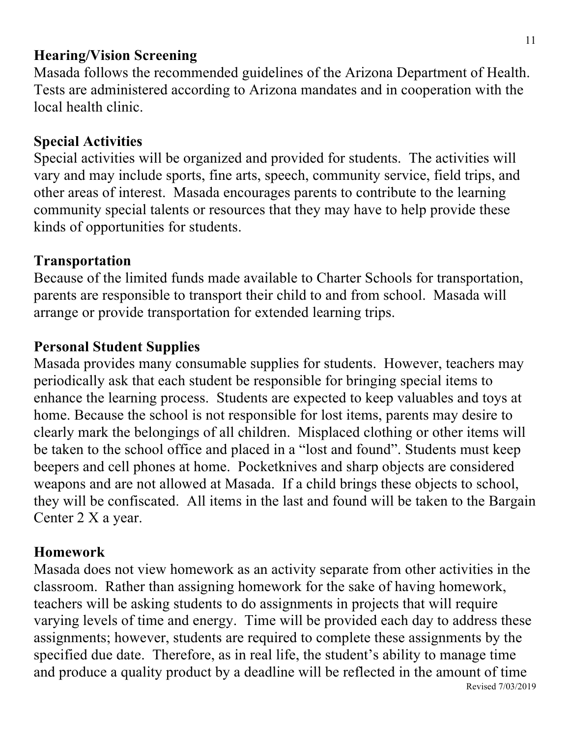**Hearing/Vision Screening**

Masada follows the recommended guidelines of the Arizona Department of Health. Tests are administered according to Arizona mandates and in cooperation with the local health clinic.

**Special Activities**

Special activities will be organized and provided for students. The activities will vary and may include sports, fine arts, speech, community service, field trips, and other areas of interest. Masada encourages parents to contribute to the learning community special talents or resources that they may have to help provide these kinds of opportunities for students.

**Transportation**

Because of the limited funds made available to Charter Schools for transportation, parents are responsible to transport their child to and from school. Masada will arrange or provide transportation for extended learning trips.

**Personal Student Supplies**

Masada provides many consumable supplies for students. However, teachers may periodically ask that each student be responsible for bringing special items to enhance the learning process. Students are expected to keep valuables and toys at home. Because the school is not responsible for lost items, parents may desire to clearly mark the belongings of all children. Misplaced clothing or other items will be taken to the school office and placed in a "lost and found". Students must keep beepers and cell phones at home. Pocketknives and sharp objects are considered weapons and are not allowed at Masada. If a child brings these objects to school, they will be confiscated. All items in the last and found will be taken to the Bargain Center 2 X a year.

**Homework**

Masada does not view homework as an activity separate from other activities in the classroom. Rather than assigning homework for the sake of having homework, teachers will be asking students to do assignments in projects that will require varying levels of time and energy. Time will be provided each day to address these assignments; however, students are required to complete these assignments by the specified due date. Therefore, as in real life, the student's ability to manage time and produce a quality product by a deadline will be reflected in the amount of time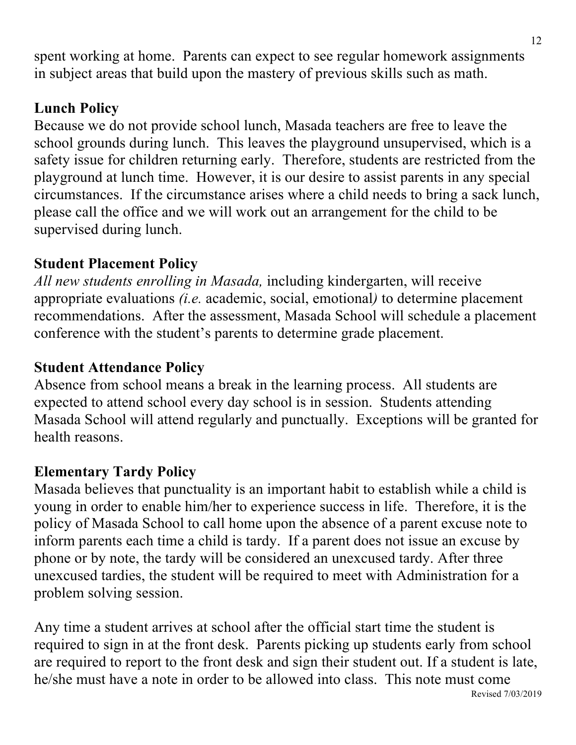spent working at home. Parents can expect to see regular homework assignments in subject areas that build upon the mastery of previous skills such as math.

**Lunch Policy**

Because we do not provide school lunch, Masada teachers are free to leave the school grounds during lunch. This leaves the playground unsupervised, which is a safety issue for children returning early. Therefore, students are restricted from the playground at lunch time. However, it is our desire to assist parents in any special circumstances. If the circumstance arises where a child needs to bring a sack lunch, please call the office and we will work out an arrangement for the child to be supervised during lunch.

**Student Placement Policy**

*All new students enrolling in Masada,* including kindergarten, will receive appropriate evaluations *(i.e.* academic, social, emotional*)* to determine placement recommendations. After the assessment, Masada School will schedule a placement conference with the student's parents to determine grade placement.

**Student Attendance Policy**

Absence from school means a break in the learning process. All students are expected to attend school every day school is in session. Students attending Masada School will attend regularly and punctually. Exceptions will be granted for health reasons.

**Elementary Tardy Policy**

Masada believes that punctuality is an important habit to establish while a child is young in order to enable him/her to experience success in life. Therefore, it is the policy of Masada School to call home upon the absence of a parent excuse note to inform parents each time a child is tardy. If a parent does not issue an excuse by phone or by note, the tardy will be considered an unexcused tardy. After three unexcused tardies, the student will be required to meet with Administration for a problem solving session.

Any time a student arrives at school after the official start time the student is required to sign in at the front desk. Parents picking up students early from school are required to report to the front desk and sign their student out. If a student is late, he/she must have a note in order to be allowed into class. This note must come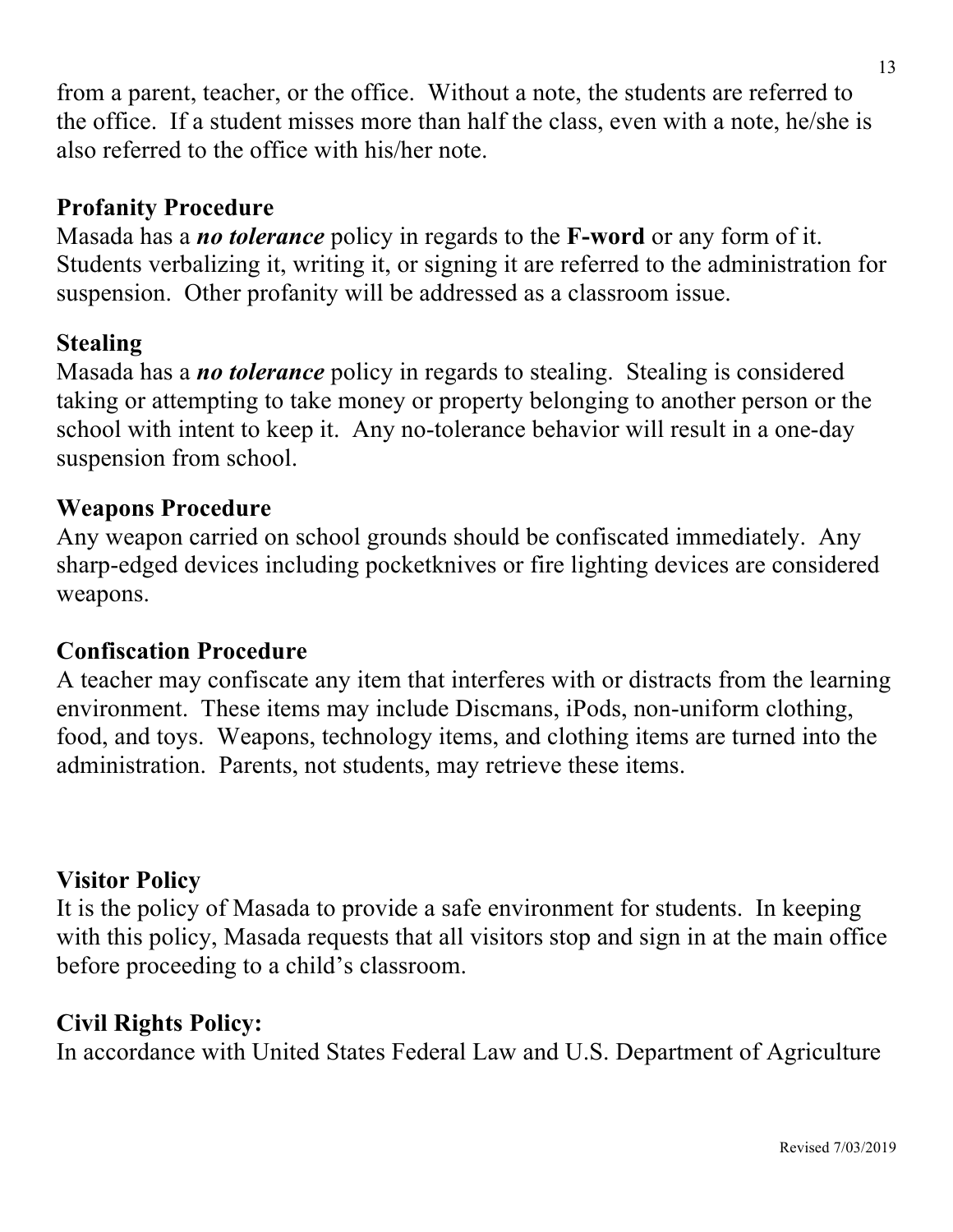from a parent, teacher, or the office. Without a note, the students are referred to the office. If a student misses more than half the class, even with a note, he/she is also referred to the office with his/her note.

**Profanity Procedure**

Masada has a ***no tolerance*** policy in regards to the **F-word** or any form of it. Students verbalizing it, writing it, or signing it are referred to the administration for suspension. Other profanity will be addressed as a classroom issue.

**Stealing**

Masada has a ***no tolerance*** policy in regards to stealing. Stealing is considered taking or attempting to take money or property belonging to another person or the school with intent to keep it. Any no-tolerance behavior will result in a one-day suspension from school.

**Weapons Procedure**

Any weapon carried on school grounds should be confiscated immediately. Any sharp-edged devices including pocketknives or fire lighting devices are considered weapons.

**Confiscation Procedure**

A teacher may confiscate any item that interferes with or distracts from the learning environment. These items may include Discmans, iPods, non-uniform clothing, food, and toys. Weapons, technology items, and clothing items are turned into the administration. Parents, not students, may retrieve these items.

**Visitor Policy**

It is the policy of Masada to provide a safe environment for students. In keeping with this policy, Masada requests that all visitors stop and sign in at the main office before proceeding to a child's classroom.

**Civil Rights Policy:**

In accordance with United States Federal Law and U.S. Department of Agriculture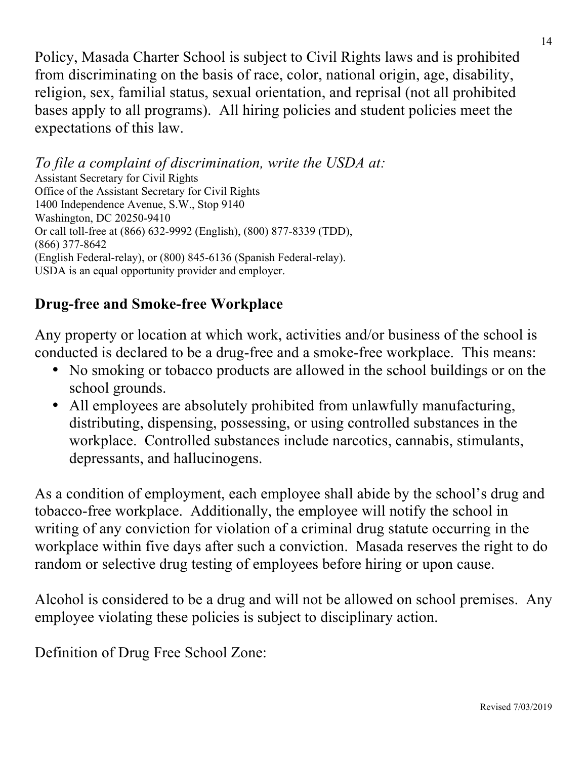Policy, Masada Charter School is subject to Civil Rights laws and is prohibited from discriminating on the basis of race, color, national origin, age, disability, religion, sex, familial status, sexual orientation, and reprisal (not all prohibited bases apply to all programs). All hiring policies and student policies meet the expectations of this law.

*To file a complaint of discrimination, write the USDA at:*
Assistant Secretary for Civil Rights
Office of the Assistant Secretary for Civil Rights
1400 Independence Avenue, S.W., Stop 9140
Washington, DC 20250-9410
Or call toll-free at (866) 632-9992 (English), (800) 877-8339 (TDD), (866) 377-8642
(English Federal-relay), or (800) 845-6136 (Spanish Federal-relay).
USDA is an equal opportunity provider and employer.

## Drug-free and Smoke-free Workplace

Any property or location at which work, activities and/or business of the school is conducted is declared to be a drug-free and a smoke-free workplace. This means:

- No smoking or tobacco products are allowed in the school buildings or on the school grounds.
- All employees are absolutely prohibited from unlawfully manufacturing, distributing, dispensing, possessing, or using controlled substances in the workplace. Controlled substances include narcotics, cannabis, stimulants, depressants, and hallucinogens.

As a condition of employment, each employee shall abide by the school's drug and tobacco-free workplace. Additionally, the employee will notify the school in writing of any conviction for violation of a criminal drug statute occurring in the workplace within five days after such a conviction. Masada reserves the right to do random or selective drug testing of employees before hiring or upon cause.

Alcohol is considered to be a drug and will not be allowed on school premises. Any employee violating these policies is subject to disciplinary action.

Definition of Drug Free School Zone: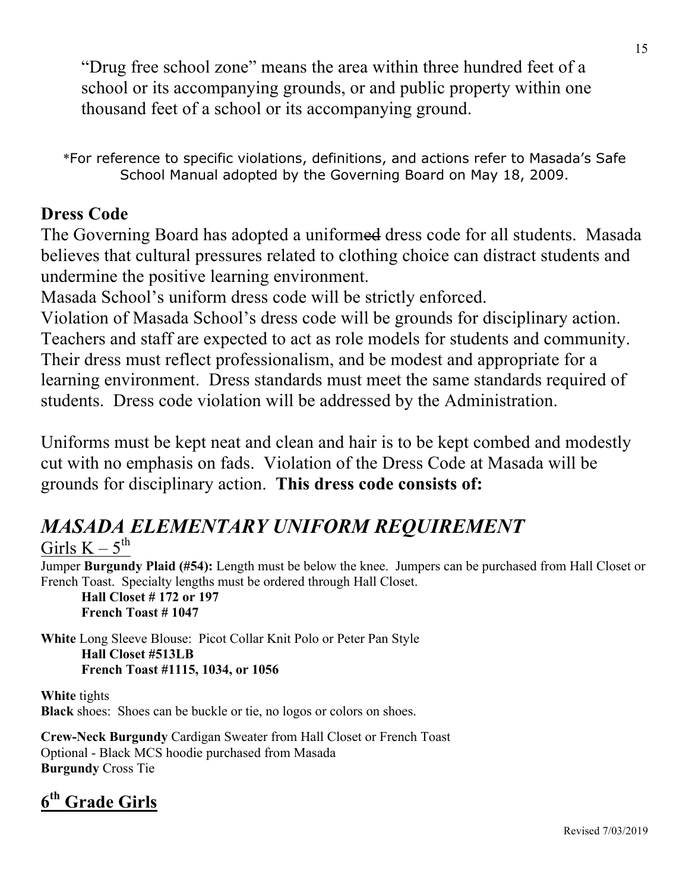"Drug free school zone" means the area within three hundred feet of a school or its accompanying grounds, or and public property within one thousand feet of a school or its accompanying ground.

*For reference to specific violations, definitions, and actions refer to Masada's Safe School Manual adopted by the Governing Board on May 18, 2009.

## Dress Code

The Governing Board has adopted a uniform~~ed~~ dress code for all students. Masada believes that cultural pressures related to clothing choice can distract students and undermine the positive learning environment.

Masada School's uniform dress code will be strictly enforced.

Violation of Masada School's dress code will be grounds for disciplinary action.

Teachers and staff are expected to act as role models for students and community. Their dress must reflect professionalism, and be modest and appropriate for a learning environment. Dress standards must meet the same standards required of students. Dress code violation will be addressed by the Administration.

Uniforms must be kept neat and clean and hair is to be kept combed and modestly cut with no emphasis on fads. Violation of the Dress Code at Masada will be grounds for disciplinary action. **This dress code consists of:**

## *MASADA ELEMENTARY UNIFORM REQUIREMENT*

Girls K – 5th

Jumper **Burgundy Plaid (#54):** Length must be below the knee. Jumpers can be purchased from Hall Closet or French Toast. Specialty lengths must be ordered through Hall Closet.

**Hall Closet # 172 or 197**
**French Toast # 1047**

**White** Long Sleeve Blouse: Picot Collar Knit Polo or Peter Pan Style

**Hall Closet #513LB**
**French Toast #1115, 1034, or 1056**

**White** tights
**Black** shoes: Shoes can be buckle or tie, no logos or colors on shoes.

**Crew-Neck Burgundy** Cardigan Sweater from Hall Closet or French Toast
Optional - Black MCS hoodie purchased from Masada
**Burgundy** Cross Tie

## 6th Grade Girls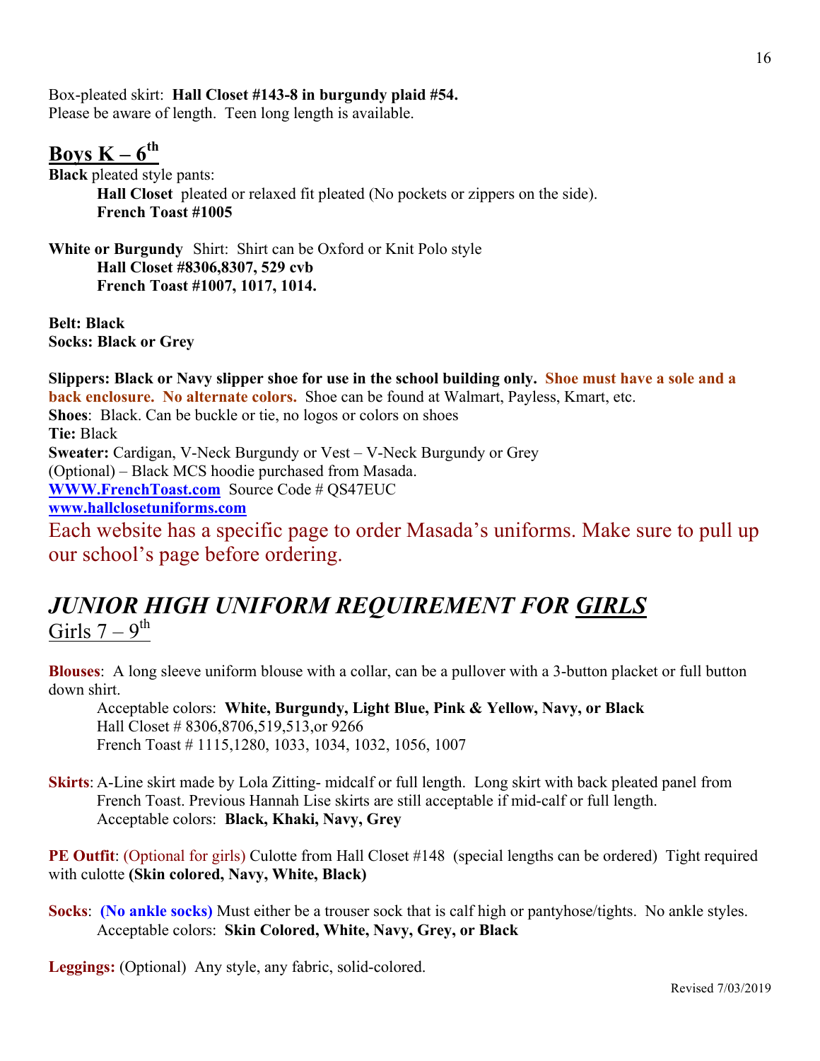Box-pleated skirt: **Hall Closet #143-8 in burgundy plaid #54.**
Please be aware of length. Teen long length is available.

## Boys K – 6th

**Black** pleated style pants:

**Hall Closet** pleated or relaxed fit pleated (No pockets or zippers on the side).
**French Toast #1005**

**White or Burgundy** Shirt: Shirt can be Oxford or Knit Polo style

**Hall Closet #8306,8307, 529 cvb**
**French Toast #1007, 1017, 1014.**

**Belt: Black**
**Socks: Black or Grey**

**Slippers: Black or Navy slipper shoe for use in the school building only. Shoe must have a sole and a back enclosure. No alternate colors.** Shoe can be found at Walmart, Payless, Kmart, etc.
**Shoes**: Black. Can be buckle or tie, no logos or colors on shoes
**Tie:** Black
**Sweater:** Cardigan, V-Neck Burgundy or Vest – V-Neck Burgundy or Grey
(Optional) – Black MCS hoodie purchased from Masada.
**WWW.FrenchToast.com** Source Code # QS47EUC
**www.hallclosetuniforms.com**

Each website has a specific page to order Masada's uniforms. Make sure to pull up our school's page before ordering.

## *JUNIOR HIGH UNIFORM REQUIREMENT FOR GIRLS*

Girls 7 – 9th

**Blouses**: A long sleeve uniform blouse with a collar, can be a pullover with a 3-button placket or full button down shirt.

Acceptable colors: **White, Burgundy, Light Blue, Pink & Yellow, Navy, or Black**
Hall Closet # 8306,8706,519,513,or 9266
French Toast # 1115,1280, 1033, 1034, 1032, 1056, 1007

**Skirts**: A-Line skirt made by Lola Zitting- midcalf or full length. Long skirt with back pleated panel from French Toast. Previous Hannah Lise skirts are still acceptable if mid-calf or full length.
Acceptable colors: **Black, Khaki, Navy, Grey**

**PE Outfit**: (Optional for girls) Culotte from Hall Closet #148 (special lengths can be ordered) Tight required with culotte **(Skin colored, Navy, White, Black)**

**Socks**: **(No ankle socks)** Must either be a trouser sock that is calf high or pantyhose/tights. No ankle styles.
Acceptable colors: **Skin Colored, White, Navy, Grey, or Black**

**Leggings:** (Optional) Any style, any fabric, solid-colored.

Revised 7/03/2019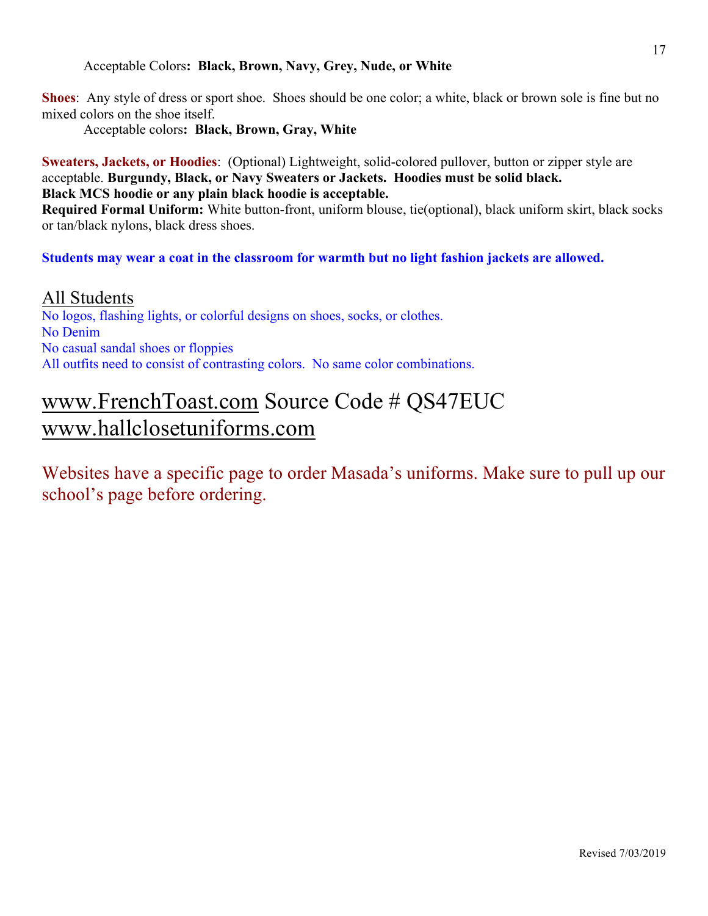Acceptable Colors**: Black, Brown, Navy, Grey, Nude, or White**

**Shoes**: Any style of dress or sport shoe. Shoes should be one color; a white, black or brown sole is fine but no mixed colors on the shoe itself.

Acceptable colors**: Black, Brown, Gray, White**

**Sweaters, Jackets, or Hoodies**: (Optional) Lightweight, solid-colored pullover, button or zipper style are acceptable. **Burgundy, Black, or Navy Sweaters or Jackets. Hoodies must be solid black. Black MCS hoodie or any plain black hoodie is acceptable.**

**Required Formal Uniform:** White button-front, uniform blouse, tie(optional), black uniform skirt, black socks or tan/black nylons, black dress shoes.

**Students may wear a coat in the classroom for warmth but no light fashion jackets are allowed.**

## All Students

No logos, flashing lights, or colorful designs on shoes, socks, or clothes.
No Denim
No casual sandal shoes or floppies
All outfits need to consist of contrasting colors. No same color combinations.

## www.FrenchToast.com Source Code # QS47EUC
## www.hallclosetuniforms.com

Websites have a specific page to order Masada's uniforms. Make sure to pull up our school's page before ordering.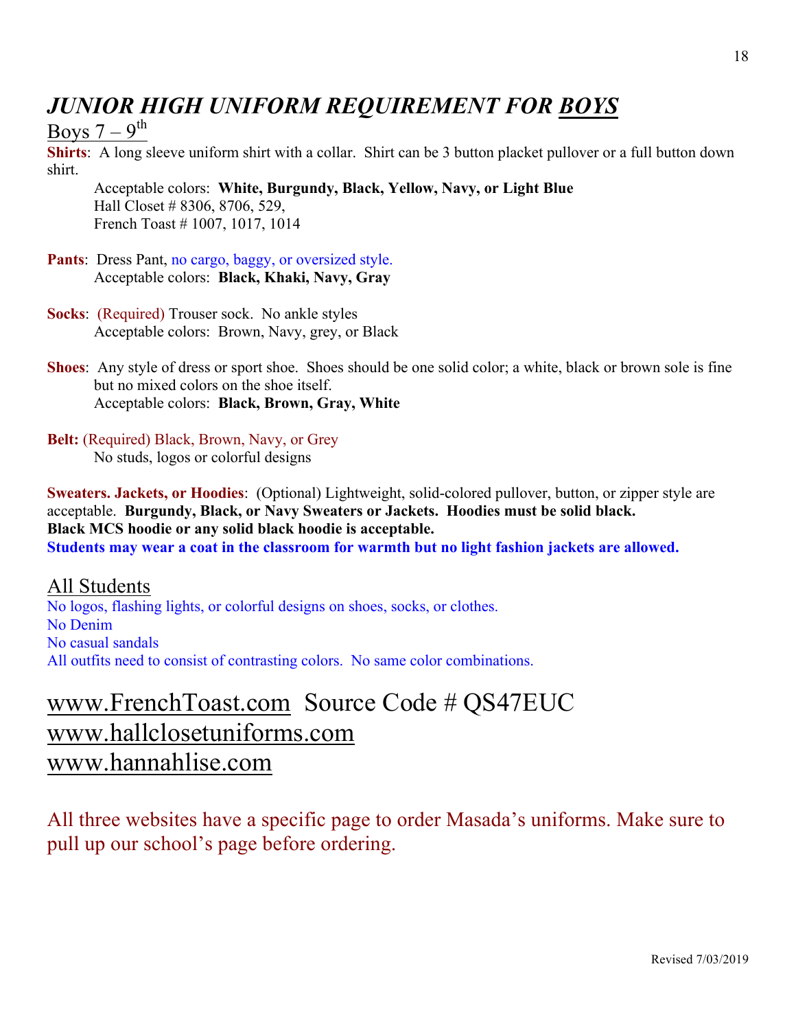# *JUNIOR HIGH UNIFORM REQUIREMENT FOR BOYS*

Boys 7 – 9th

**Shirts**: A long sleeve uniform shirt with a collar. Shirt can be 3 button placket pullover or a full button down shirt.

Acceptable colors: **White, Burgundy, Black, Yellow, Navy, or Light Blue**
Hall Closet # 8306, 8706, 529,
French Toast # 1007, 1017, 1014

**Pants**: Dress Pant, no cargo, baggy, or oversized style.
Acceptable colors: **Black, Khaki, Navy, Gray**

**Socks**: (Required) Trouser sock. No ankle styles
Acceptable colors: Brown, Navy, grey, or Black

**Shoes**: Any style of dress or sport shoe. Shoes should be one solid color; a white, black or brown sole is fine but no mixed colors on the shoe itself.
Acceptable colors: **Black, Brown, Gray, White**

**Belt:** (Required) Black, Brown, Navy, or Grey
No studs, logos or colorful designs

**Sweaters. Jackets, or Hoodies**: (Optional) Lightweight, solid-colored pullover, button, or zipper style are acceptable. **Burgundy, Black, or Navy Sweaters or Jackets. Hoodies must be solid black. Black MCS hoodie or any solid black hoodie is acceptable.**
**Students may wear a coat in the classroom for warmth but no light fashion jackets are allowed.**

All Students

No logos, flashing lights, or colorful designs on shoes, socks, or clothes.
No Denim
No casual sandals
All outfits need to consist of contrasting colors. No same color combinations.

www.FrenchToast.com Source Code # QS47EUC
www.hallclosetuniforms.com
www.hannahlise.com

All three websites have a specific page to order Masada's uniforms. Make sure to pull up our school's page before ordering.

Revised 7/03/2019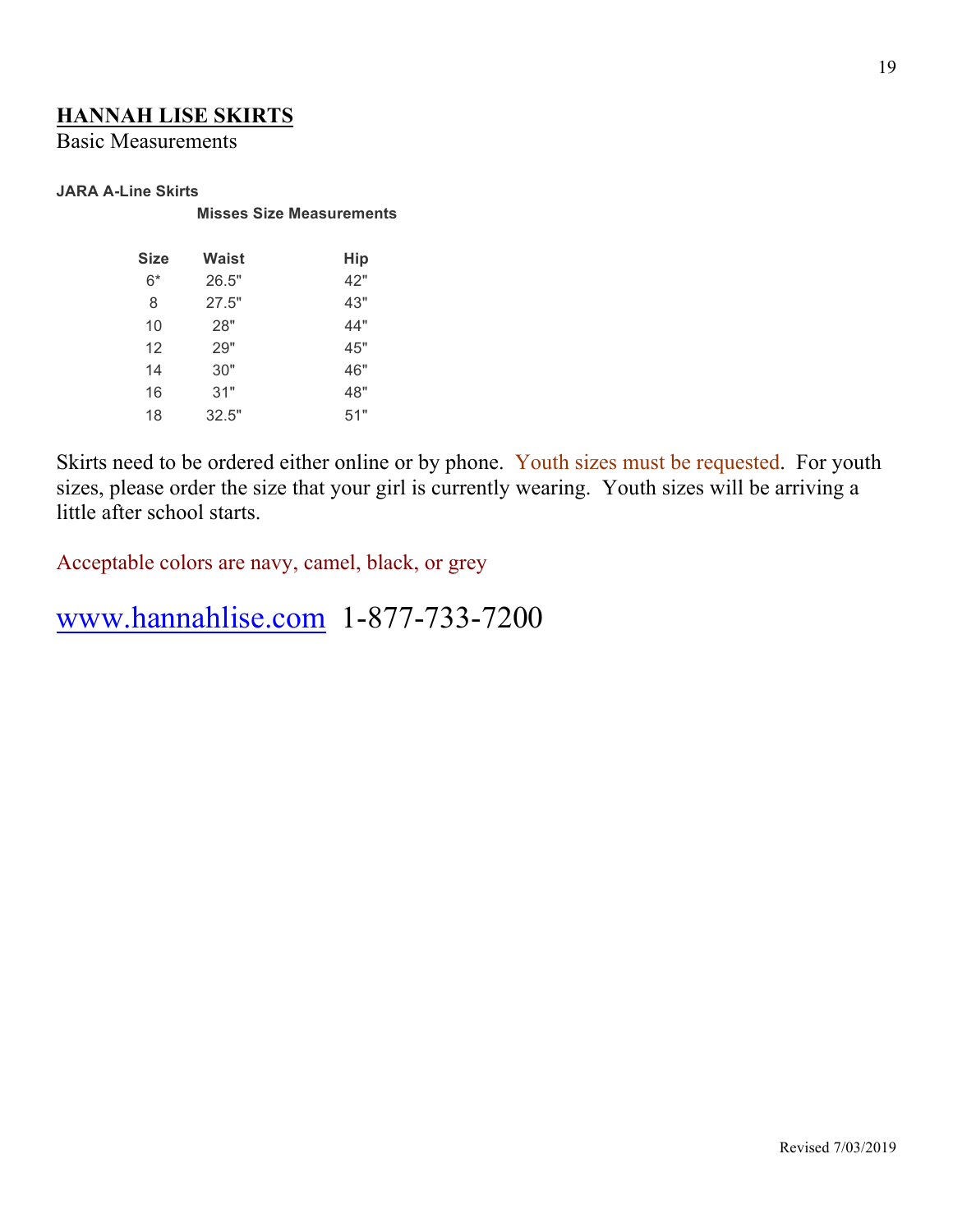## HANNAH LISE SKIRTS

Basic Measurements

**JARA A-Line Skirts**

**Misses Size Measurements**

| Size | Waist | Hip |
|---|---|---|
| 6* | 26.5" | 42" |
| 8 | 27.5" | 43" |
| 10 | 28" | 44" |
| 12 | 29" | 45" |
| 14 | 30" | 46" |
| 16 | 31" | 48" |
| 18 | 32.5" | 51" |

Skirts need to be ordered either online or by phone. Youth sizes must be requested. For youth sizes, please order the size that your girl is currently wearing. Youth sizes will be arriving a little after school starts.

Acceptable colors are navy, camel, black, or grey

www.hannahlise.com 1-877-733-7200

Revised 7/03/2019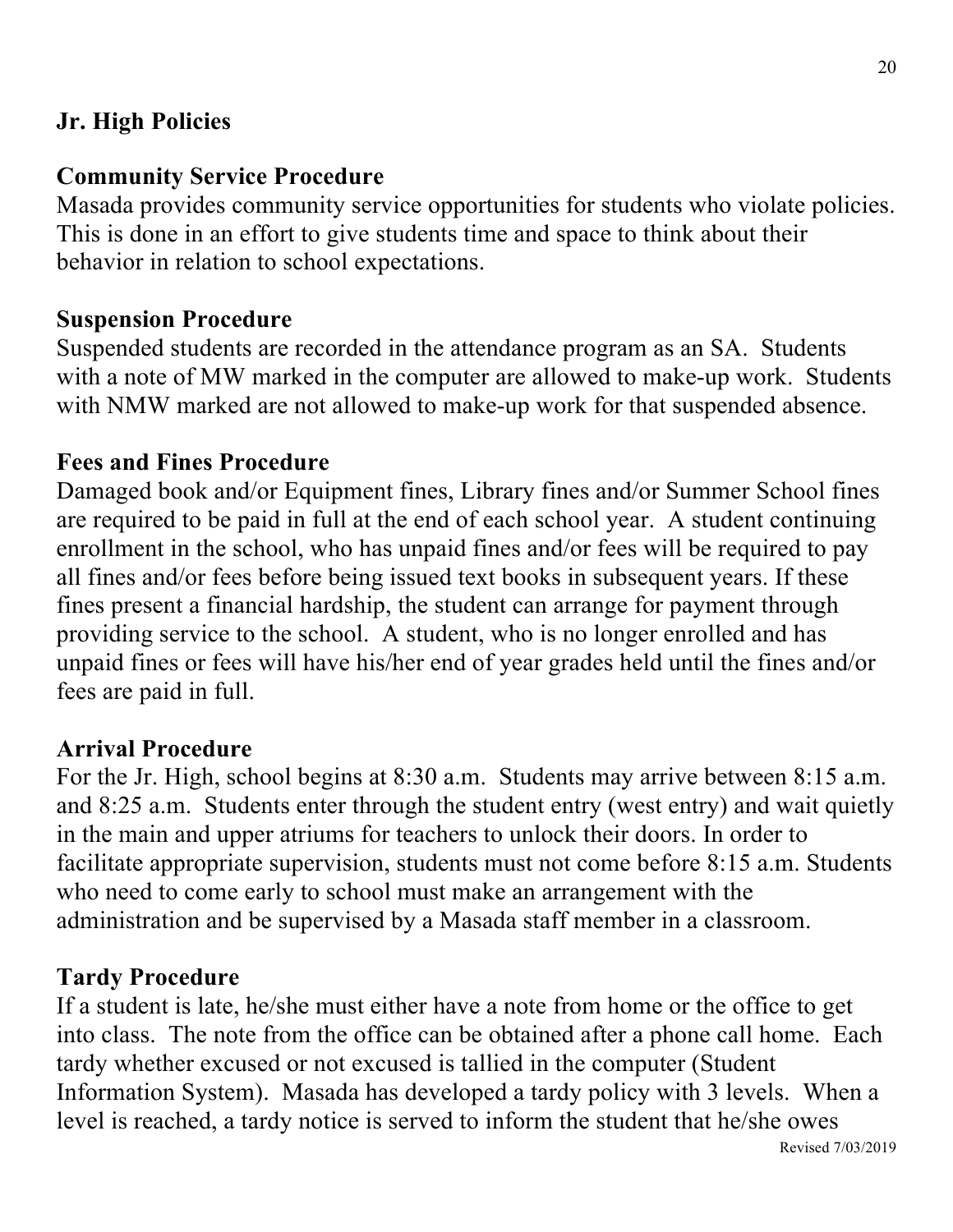## Jr. High Policies

### Community Service Procedure

Masada provides community service opportunities for students who violate policies. This is done in an effort to give students time and space to think about their behavior in relation to school expectations.

### Suspension Procedure

Suspended students are recorded in the attendance program as an SA. Students with a note of MW marked in the computer are allowed to make-up work. Students with NMW marked are not allowed to make-up work for that suspended absence.

### Fees and Fines Procedure

Damaged book and/or Equipment fines, Library fines and/or Summer School fines are required to be paid in full at the end of each school year. A student continuing enrollment in the school, who has unpaid fines and/or fees will be required to pay all fines and/or fees before being issued text books in subsequent years. If these fines present a financial hardship, the student can arrange for payment through providing service to the school. A student, who is no longer enrolled and has unpaid fines or fees will have his/her end of year grades held until the fines and/or fees are paid in full.

### Arrival Procedure

For the Jr. High, school begins at 8:30 a.m. Students may arrive between 8:15 a.m. and 8:25 a.m. Students enter through the student entry (west entry) and wait quietly in the main and upper atriums for teachers to unlock their doors. In order to facilitate appropriate supervision, students must not come before 8:15 a.m. Students who need to come early to school must make an arrangement with the administration and be supervised by a Masada staff member in a classroom.

### Tardy Procedure

If a student is late, he/she must either have a note from home or the office to get into class. The note from the office can be obtained after a phone call home. Each tardy whether excused or not excused is tallied in the computer (Student Information System). Masada has developed a tardy policy with 3 levels. When a level is reached, a tardy notice is served to inform the student that he/she owes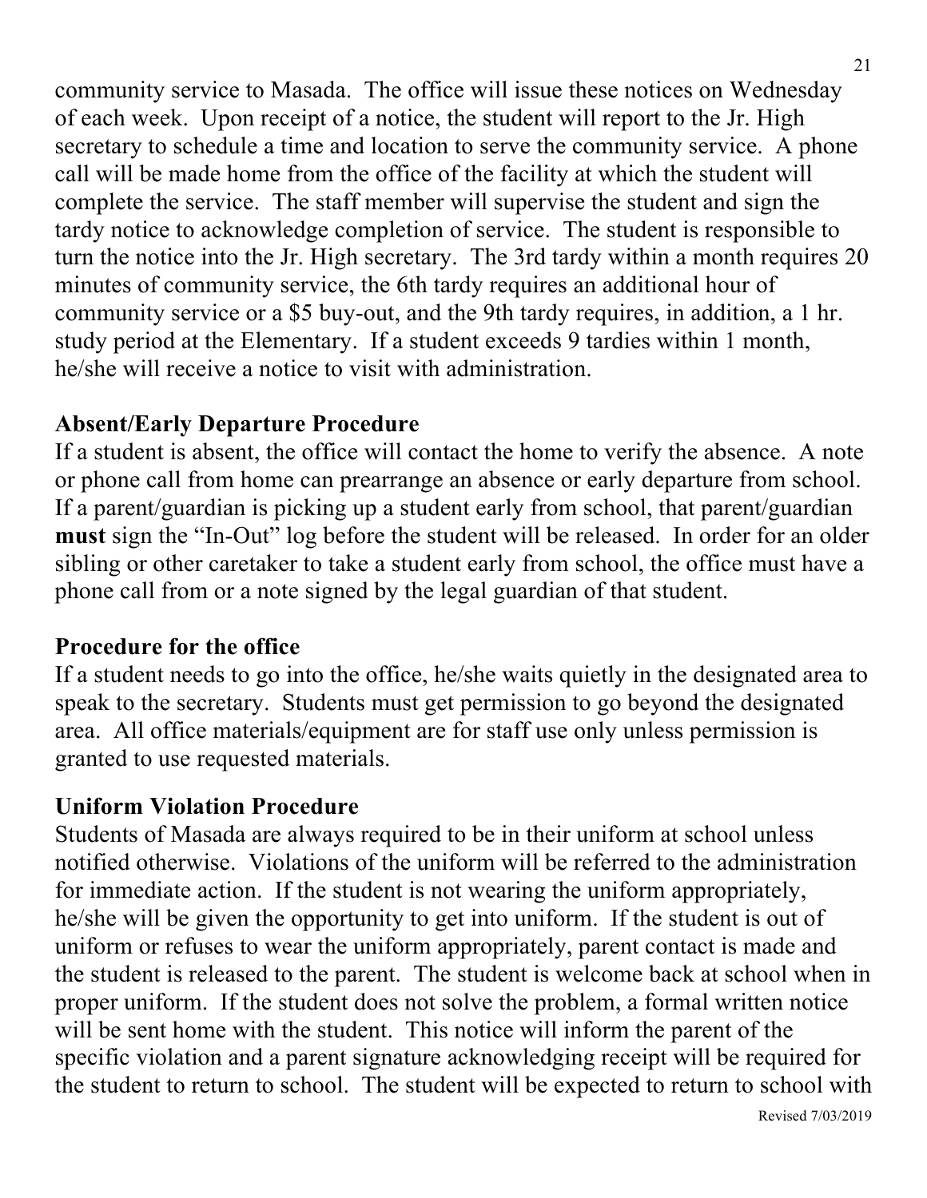community service to Masada. The office will issue these notices on Wednesday of each week. Upon receipt of a notice, the student will report to the Jr. High secretary to schedule a time and location to serve the community service. A phone call will be made home from the office of the facility at which the student will complete the service. The staff member will supervise the student and sign the tardy notice to acknowledge completion of service. The student is responsible to turn the notice into the Jr. High secretary. The 3rd tardy within a month requires 20 minutes of community service, the 6th tardy requires an additional hour of community service or a $5 buy-out, and the 9th tardy requires, in addition, a 1 hr. study period at the Elementary. If a student exceeds 9 tardies within 1 month, he/she will receive a notice to visit with administration.

**Absent/Early Departure Procedure**

If a student is absent, the office will contact the home to verify the absence. A note or phone call from home can prearrange an absence or early departure from school. If a parent/guardian is picking up a student early from school, that parent/guardian **must** sign the "In-Out" log before the student will be released. In order for an older sibling or other caretaker to take a student early from school, the office must have a phone call from or a note signed by the legal guardian of that student.

**Procedure for the office**

If a student needs to go into the office, he/she waits quietly in the designated area to speak to the secretary. Students must get permission to go beyond the designated area. All office materials/equipment are for staff use only unless permission is granted to use requested materials.

**Uniform Violation Procedure**

Students of Masada are always required to be in their uniform at school unless notified otherwise. Violations of the uniform will be referred to the administration for immediate action. If the student is not wearing the uniform appropriately, he/she will be given the opportunity to get into uniform. If the student is out of uniform or refuses to wear the uniform appropriately, parent contact is made and the student is released to the parent. The student is welcome back at school when in proper uniform. If the student does not solve the problem, a formal written notice will be sent home with the student. This notice will inform the parent of the specific violation and a parent signature acknowledging receipt will be required for the student to return to school. The student will be expected to return to school with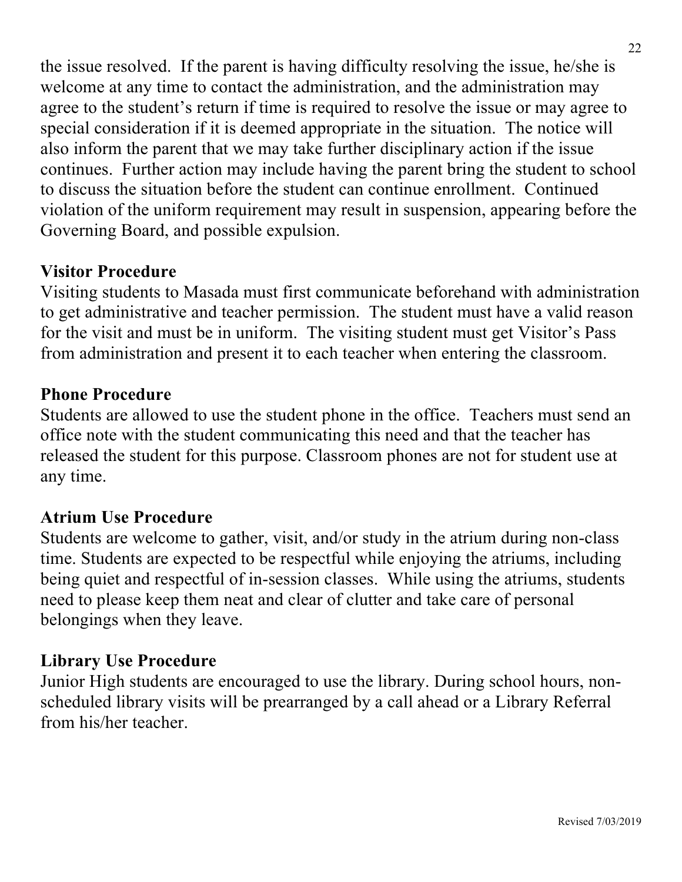the issue resolved. If the parent is having difficulty resolving the issue, he/she is welcome at any time to contact the administration, and the administration may agree to the student's return if time is required to resolve the issue or may agree to special consideration if it is deemed appropriate in the situation. The notice will also inform the parent that we may take further disciplinary action if the issue continues. Further action may include having the parent bring the student to school to discuss the situation before the student can continue enrollment. Continued violation of the uniform requirement may result in suspension, appearing before the Governing Board, and possible expulsion.

**Visitor Procedure**

Visiting students to Masada must first communicate beforehand with administration to get administrative and teacher permission. The student must have a valid reason for the visit and must be in uniform. The visiting student must get Visitor's Pass from administration and present it to each teacher when entering the classroom.

**Phone Procedure**

Students are allowed to use the student phone in the office. Teachers must send an office note with the student communicating this need and that the teacher has released the student for this purpose. Classroom phones are not for student use at any time.

**Atrium Use Procedure**

Students are welcome to gather, visit, and/or study in the atrium during non-class time. Students are expected to be respectful while enjoying the atriums, including being quiet and respectful of in-session classes. While using the atriums, students need to please keep them neat and clear of clutter and take care of personal belongings when they leave.

**Library Use Procedure**

Junior High students are encouraged to use the library. During school hours, non-scheduled library visits will be prearranged by a call ahead or a Library Referral from his/her teacher.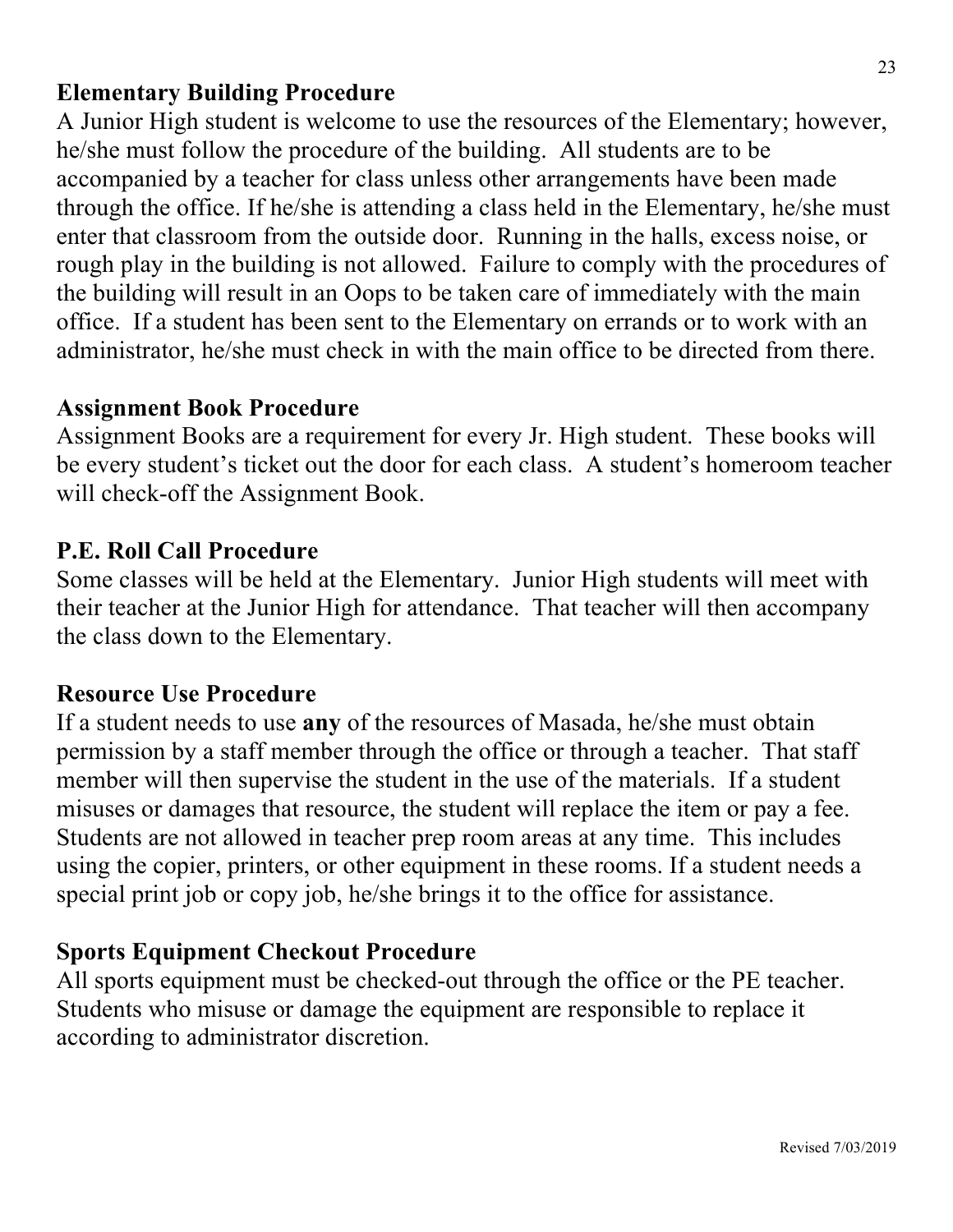**Elementary Building Procedure**

A Junior High student is welcome to use the resources of the Elementary; however, he/she must follow the procedure of the building. All students are to be accompanied by a teacher for class unless other arrangements have been made through the office. If he/she is attending a class held in the Elementary, he/she must enter that classroom from the outside door. Running in the halls, excess noise, or rough play in the building is not allowed. Failure to comply with the procedures of the building will result in an Oops to be taken care of immediately with the main office. If a student has been sent to the Elementary on errands or to work with an administrator, he/she must check in with the main office to be directed from there.

**Assignment Book Procedure**

Assignment Books are a requirement for every Jr. High student. These books will be every student's ticket out the door for each class. A student's homeroom teacher will check-off the Assignment Book.

**P.E. Roll Call Procedure**

Some classes will be held at the Elementary. Junior High students will meet with their teacher at the Junior High for attendance. That teacher will then accompany the class down to the Elementary.

**Resource Use Procedure**

If a student needs to use **any** of the resources of Masada, he/she must obtain permission by a staff member through the office or through a teacher. That staff member will then supervise the student in the use of the materials. If a student misuses or damages that resource, the student will replace the item or pay a fee. Students are not allowed in teacher prep room areas at any time. This includes using the copier, printers, or other equipment in these rooms. If a student needs a special print job or copy job, he/she brings it to the office for assistance.

**Sports Equipment Checkout Procedure**

All sports equipment must be checked-out through the office or the PE teacher. Students who misuse or damage the equipment are responsible to replace it according to administrator discretion.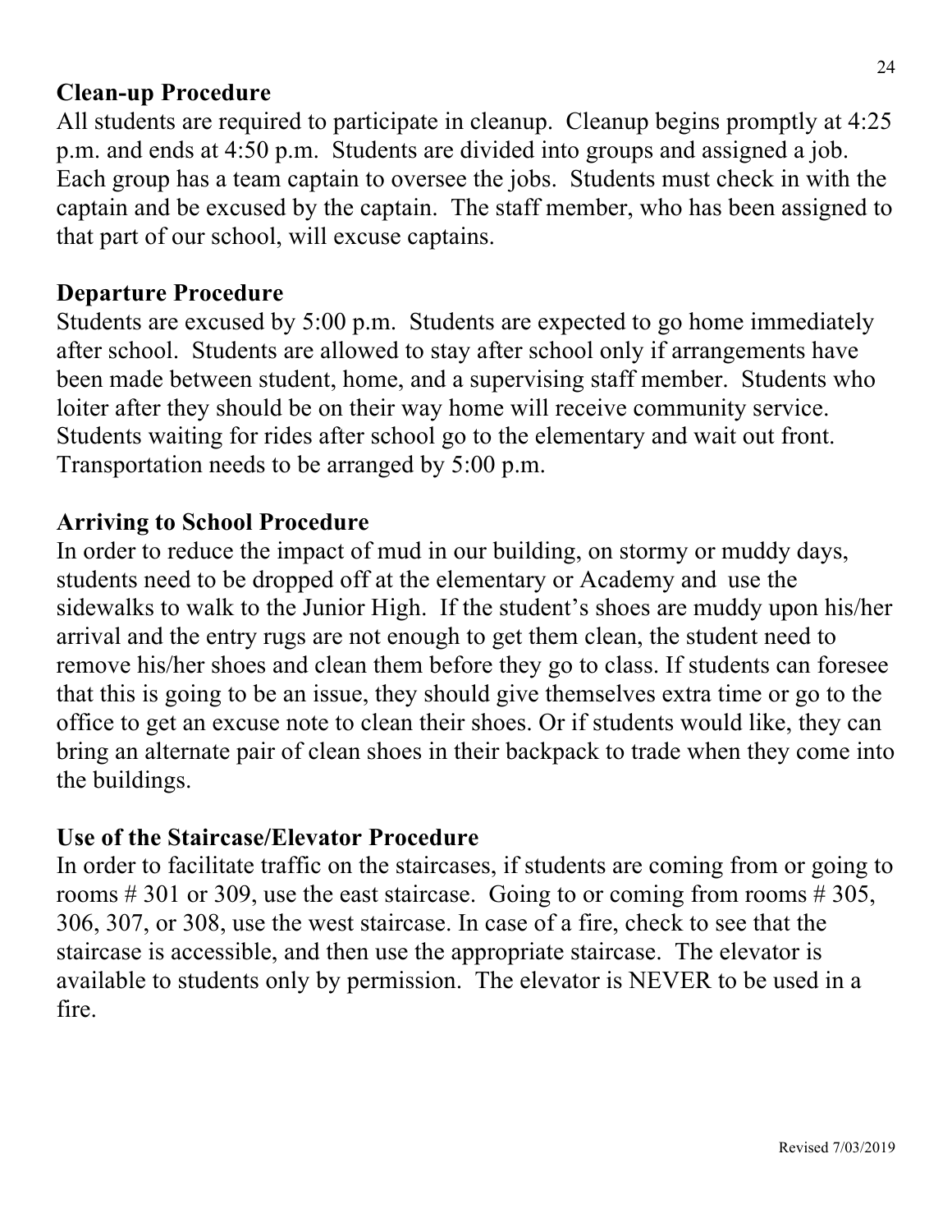## Clean-up Procedure

All students are required to participate in cleanup. Cleanup begins promptly at 4:25 p.m. and ends at 4:50 p.m. Students are divided into groups and assigned a job. Each group has a team captain to oversee the jobs. Students must check in with the captain and be excused by the captain. The staff member, who has been assigned to that part of our school, will excuse captains.

## Departure Procedure

Students are excused by 5:00 p.m. Students are expected to go home immediately after school. Students are allowed to stay after school only if arrangements have been made between student, home, and a supervising staff member. Students who loiter after they should be on their way home will receive community service. Students waiting for rides after school go to the elementary and wait out front. Transportation needs to be arranged by 5:00 p.m.

## Arriving to School Procedure

In order to reduce the impact of mud in our building, on stormy or muddy days, students need to be dropped off at the elementary or Academy and use the sidewalks to walk to the Junior High. If the student's shoes are muddy upon his/her arrival and the entry rugs are not enough to get them clean, the student need to remove his/her shoes and clean them before they go to class. If students can foresee that this is going to be an issue, they should give themselves extra time or go to the office to get an excuse note to clean their shoes. Or if students would like, they can bring an alternate pair of clean shoes in their backpack to trade when they come into the buildings.

## Use of the Staircase/Elevator Procedure

In order to facilitate traffic on the staircases, if students are coming from or going to rooms # 301 or 309, use the east staircase. Going to or coming from rooms # 305, 306, 307, or 308, use the west staircase. In case of a fire, check to see that the staircase is accessible, and then use the appropriate staircase. The elevator is available to students only by permission. The elevator is NEVER to be used in a fire.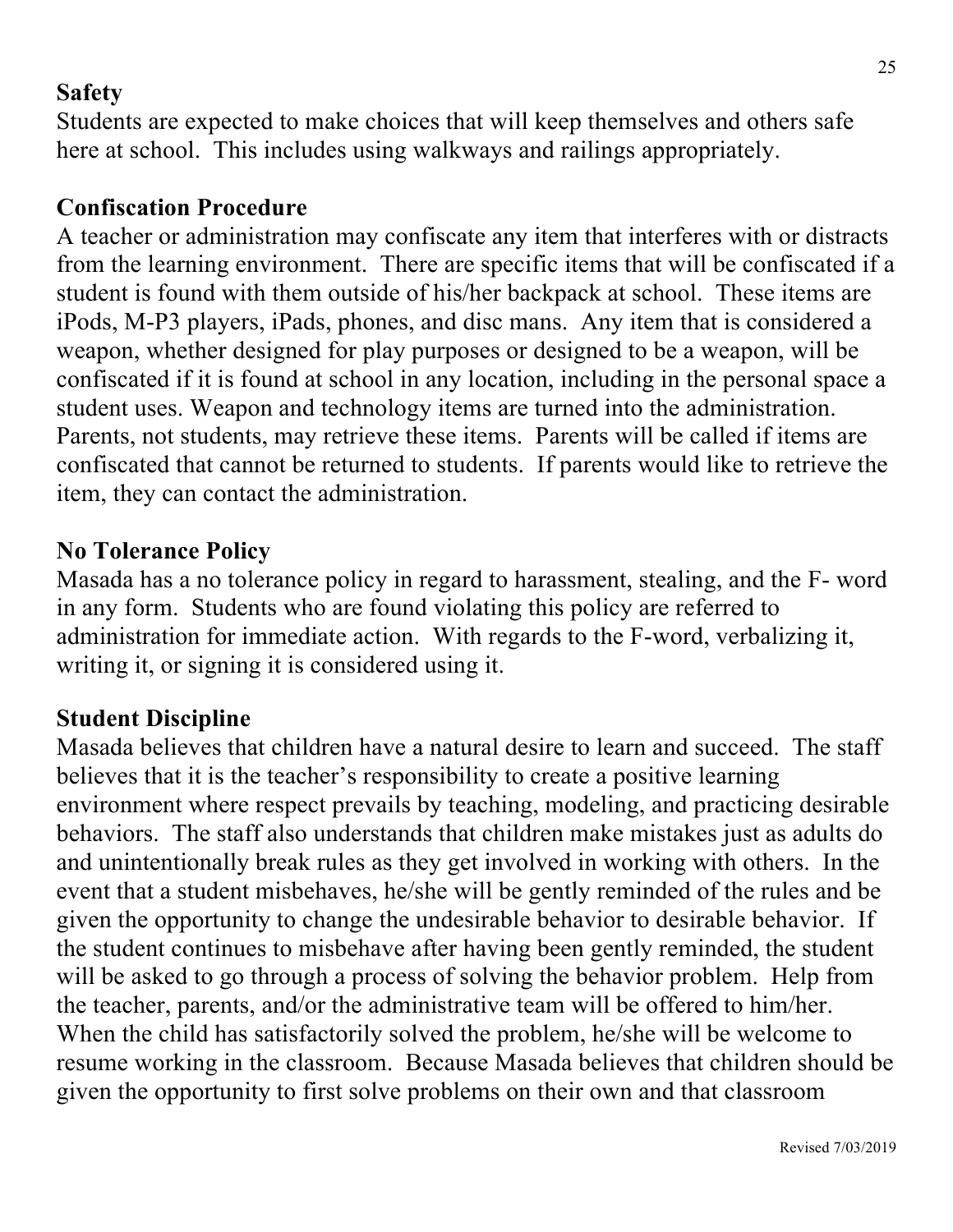**Safety**

Students are expected to make choices that will keep themselves and others safe here at school. This includes using walkways and railings appropriately.

**Confiscation Procedure**

A teacher or administration may confiscate any item that interferes with or distracts from the learning environment. There are specific items that will be confiscated if a student is found with them outside of his/her backpack at school. These items are iPods, M-P3 players, iPads, phones, and disc mans. Any item that is considered a weapon, whether designed for play purposes or designed to be a weapon, will be confiscated if it is found at school in any location, including in the personal space a student uses. Weapon and technology items are turned into the administration. Parents, not students, may retrieve these items. Parents will be called if items are confiscated that cannot be returned to students. If parents would like to retrieve the item, they can contact the administration.

**No Tolerance Policy**

Masada has a no tolerance policy in regard to harassment, stealing, and the F- word in any form. Students who are found violating this policy are referred to administration for immediate action. With regards to the F-word, verbalizing it, writing it, or signing it is considered using it.

**Student Discipline**

Masada believes that children have a natural desire to learn and succeed. The staff believes that it is the teacher's responsibility to create a positive learning environment where respect prevails by teaching, modeling, and practicing desirable behaviors. The staff also understands that children make mistakes just as adults do and unintentionally break rules as they get involved in working with others. In the event that a student misbehaves, he/she will be gently reminded of the rules and be given the opportunity to change the undesirable behavior to desirable behavior. If the student continues to misbehave after having been gently reminded, the student will be asked to go through a process of solving the behavior problem. Help from the teacher, parents, and/or the administrative team will be offered to him/her. When the child has satisfactorily solved the problem, he/she will be welcome to resume working in the classroom. Because Masada believes that children should be given the opportunity to first solve problems on their own and that classroom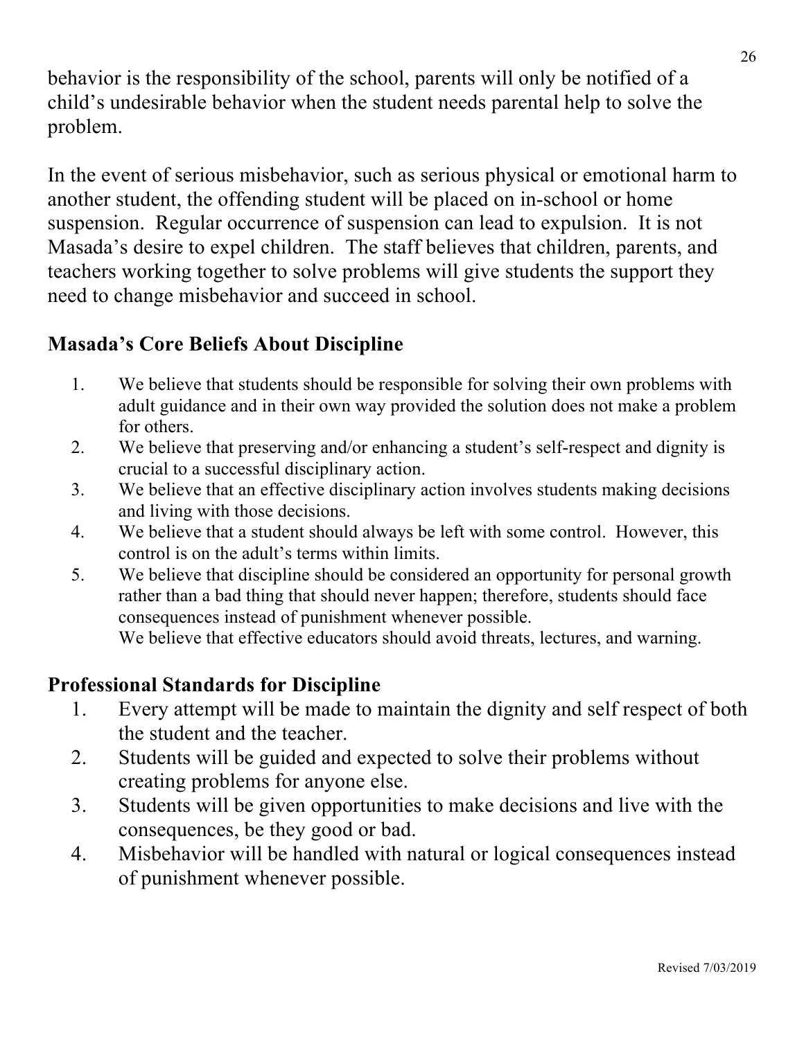behavior is the responsibility of the school, parents will only be notified of a child's undesirable behavior when the student needs parental help to solve the problem.

In the event of serious misbehavior, such as serious physical or emotional harm to another student, the offending student will be placed on in-school or home suspension. Regular occurrence of suspension can lead to expulsion. It is not Masada's desire to expel children. The staff believes that children, parents, and teachers working together to solve problems will give students the support they need to change misbehavior and succeed in school.

## Masada's Core Beliefs About Discipline

1. We believe that students should be responsible for solving their own problems with adult guidance and in their own way provided the solution does not make a problem for others.
2. We believe that preserving and/or enhancing a student's self-respect and dignity is crucial to a successful disciplinary action.
3. We believe that an effective disciplinary action involves students making decisions and living with those decisions.
4. We believe that a student should always be left with some control. However, this control is on the adult's terms within limits.
5. We believe that discipline should be considered an opportunity for personal growth rather than a bad thing that should never happen; therefore, students should face consequences instead of punishment whenever possible.
   We believe that effective educators should avoid threats, lectures, and warning.

## Professional Standards for Discipline

1. Every attempt will be made to maintain the dignity and self respect of both the student and the teacher.
2. Students will be guided and expected to solve their problems without creating problems for anyone else.
3. Students will be given opportunities to make decisions and live with the consequences, be they good or bad.
4. Misbehavior will be handled with natural or logical consequences instead of punishment whenever possible.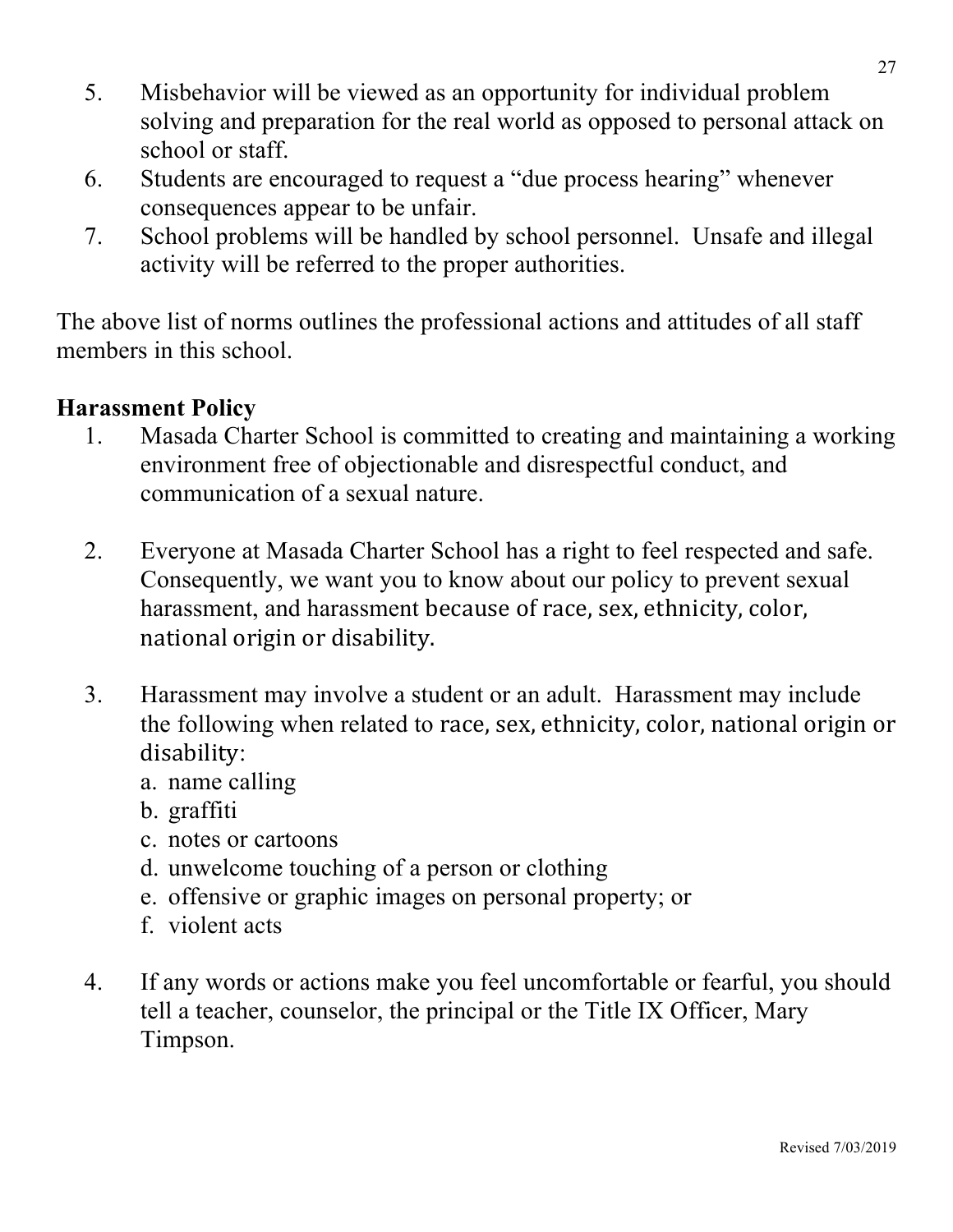5. Misbehavior will be viewed as an opportunity for individual problem solving and preparation for the real world as opposed to personal attack on school or staff.
6. Students are encouraged to request a "due process hearing" whenever consequences appear to be unfair.
7. School problems will be handled by school personnel. Unsafe and illegal activity will be referred to the proper authorities.

The above list of norms outlines the professional actions and attitudes of all staff members in this school.

**Harassment Policy**

1. Masada Charter School is committed to creating and maintaining a working environment free of objectionable and disrespectful conduct, and communication of a sexual nature.

2. Everyone at Masada Charter School has a right to feel respected and safe. Consequently, we want you to know about our policy to prevent sexual harassment, and harassment because of race, sex, ethnicity, color, national origin or disability.

3. Harassment may involve a student or an adult. Harassment may include the following when related to race, sex, ethnicity, color, national origin or disability:
   a. name calling
   b. graffiti
   c. notes or cartoons
   d. unwelcome touching of a person or clothing
   e. offensive or graphic images on personal property; or
   f. violent acts

4. If any words or actions make you feel uncomfortable or fearful, you should tell a teacher, counselor, the principal or the Title IX Officer, Mary Timpson.

Revised 7/03/2019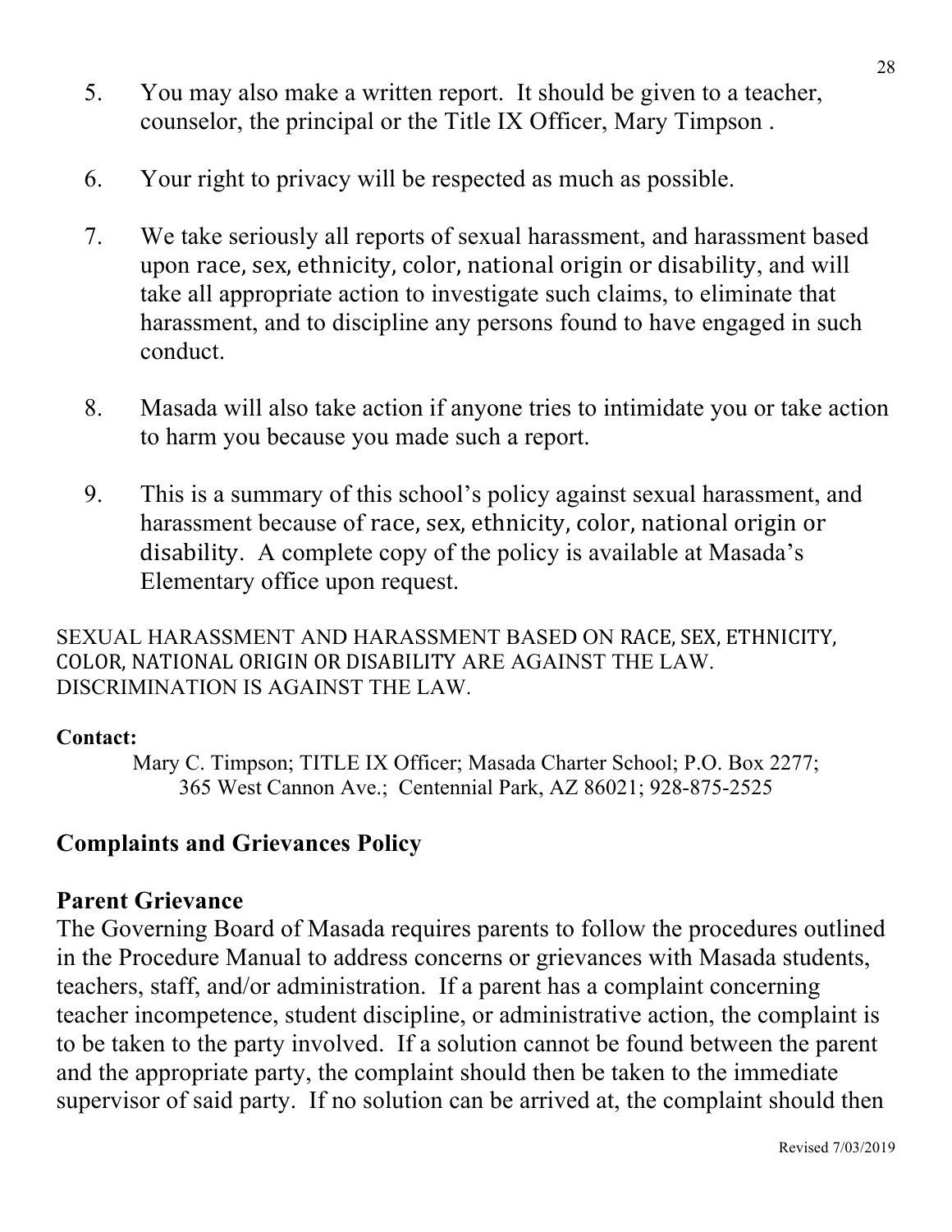5. You may also make a written report. It should be given to a teacher, counselor, the principal or the Title IX Officer, Mary Timpson .

6. Your right to privacy will be respected as much as possible.

7. We take seriously all reports of sexual harassment, and harassment based upon race, sex, ethnicity, color, national origin or disability, and will take all appropriate action to investigate such claims, to eliminate that harassment, and to discipline any persons found to have engaged in such conduct.

8. Masada will also take action if anyone tries to intimidate you or take action to harm you because you made such a report.

9. This is a summary of this school's policy against sexual harassment, and harassment because of race, sex, ethnicity, color, national origin or disability. A complete copy of the policy is available at Masada's Elementary office upon request.

SEXUAL HARASSMENT AND HARASSMENT BASED ON RACE, SEX, ETHNICITY, COLOR, NATIONAL ORIGIN OR DISABILITY ARE AGAINST THE LAW. DISCRIMINATION IS AGAINST THE LAW.

**Contact:**

Mary C. Timpson; TITLE IX Officer; Masada Charter School; P.O. Box 2277; 365 West Cannon Ave.; Centennial Park, AZ 86021; 928-875-2525

## Complaints and Grievances Policy

### Parent Grievance

The Governing Board of Masada requires parents to follow the procedures outlined in the Procedure Manual to address concerns or grievances with Masada students, teachers, staff, and/or administration. If a parent has a complaint concerning teacher incompetence, student discipline, or administrative action, the complaint is to be taken to the party involved. If a solution cannot be found between the parent and the appropriate party, the complaint should then be taken to the immediate supervisor of said party. If no solution can be arrived at, the complaint should then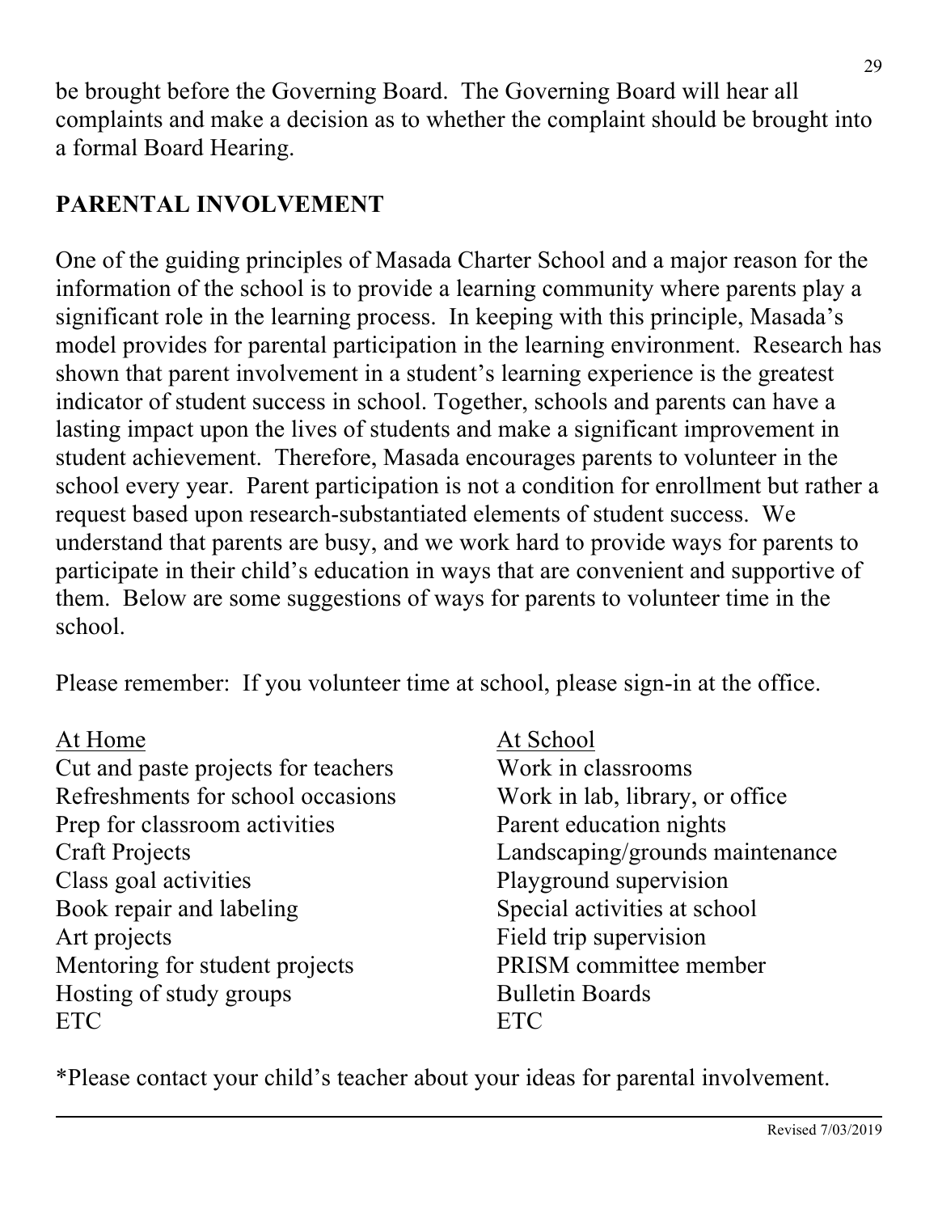be brought before the Governing Board. The Governing Board will hear all complaints and make a decision as to whether the complaint should be brought into a formal Board Hearing.

## PARENTAL INVOLVEMENT

One of the guiding principles of Masada Charter School and a major reason for the information of the school is to provide a learning community where parents play a significant role in the learning process. In keeping with this principle, Masada's model provides for parental participation in the learning environment. Research has shown that parent involvement in a student's learning experience is the greatest indicator of student success in school. Together, schools and parents can have a lasting impact upon the lives of students and make a significant improvement in student achievement. Therefore, Masada encourages parents to volunteer in the school every year. Parent participation is not a condition for enrollment but rather a request based upon research-substantiated elements of student success. We understand that parents are busy, and we work hard to provide ways for parents to participate in their child's education in ways that are convenient and supportive of them. Below are some suggestions of ways for parents to volunteer time in the school.

Please remember: If you volunteer time at school, please sign-in at the office.

| At Home | At School |
| --- | --- |
| Cut and paste projects for teachers | Work in classrooms |
| Refreshments for school occasions | Work in lab, library, or office |
| Prep for classroom activities | Parent education nights |
| Craft Projects | Landscaping/grounds maintenance |
| Class goal activities | Playground supervision |
| Book repair and labeling | Special activities at school |
| Art projects | Field trip supervision |
| Mentoring for student projects | PRISM committee member |
| Hosting of study groups | Bulletin Boards |
| ETC | ETC |

*Please contact your child's teacher about your ideas for parental involvement.

Revised 7/03/2019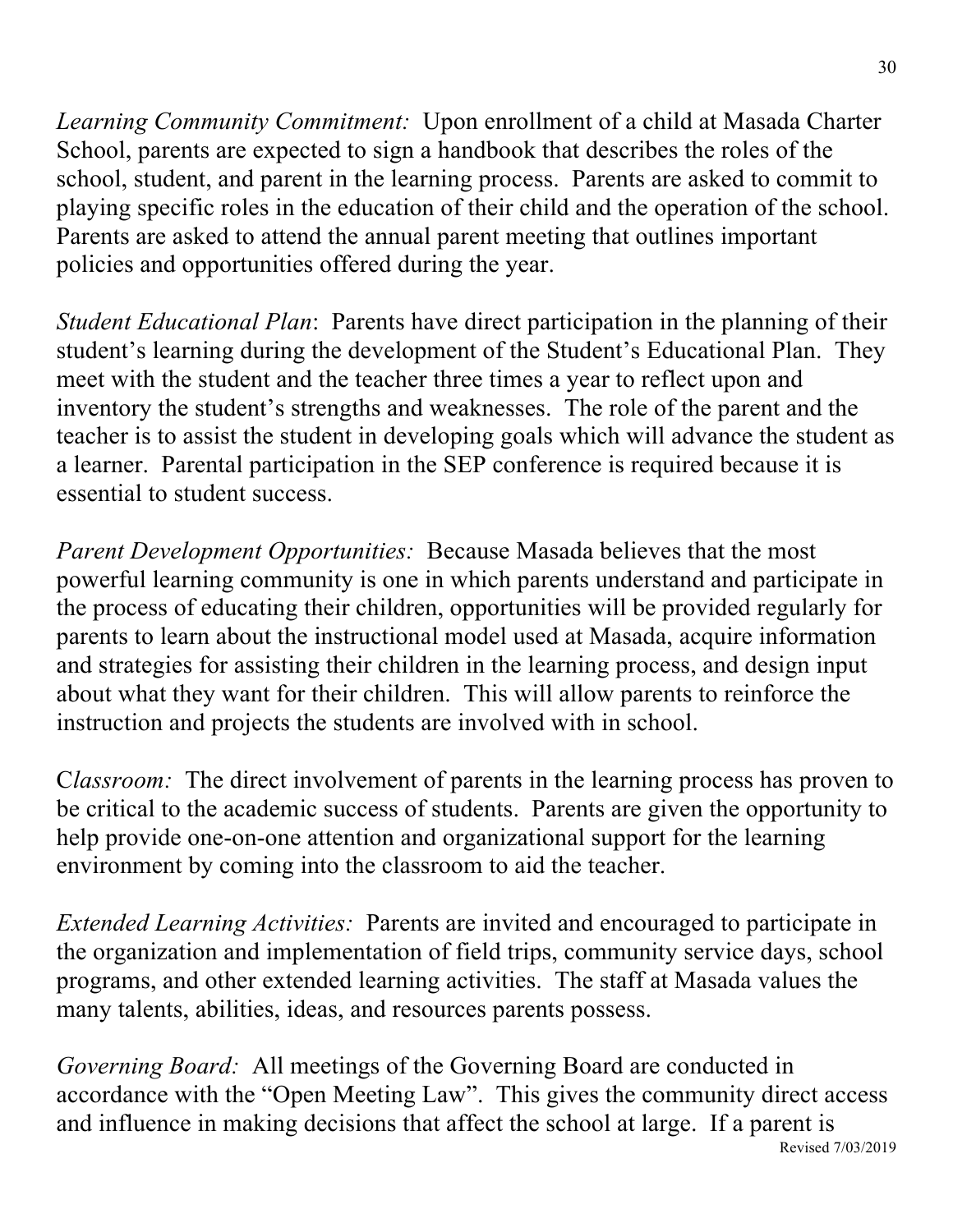*Learning Community Commitment:* Upon enrollment of a child at Masada Charter School, parents are expected to sign a handbook that describes the roles of the school, student, and parent in the learning process. Parents are asked to commit to playing specific roles in the education of their child and the operation of the school. Parents are asked to attend the annual parent meeting that outlines important policies and opportunities offered during the year.

*Student Educational Plan*: Parents have direct participation in the planning of their student's learning during the development of the Student's Educational Plan. They meet with the student and the teacher three times a year to reflect upon and inventory the student's strengths and weaknesses. The role of the parent and the teacher is to assist the student in developing goals which will advance the student as a learner. Parental participation in the SEP conference is required because it is essential to student success.

*Parent Development Opportunities:* Because Masada believes that the most powerful learning community is one in which parents understand and participate in the process of educating their children, opportunities will be provided regularly for parents to learn about the instructional model used at Masada, acquire information and strategies for assisting their children in the learning process, and design input about what they want for their children. This will allow parents to reinforce the instruction and projects the students are involved with in school.

C*lassroom:* The direct involvement of parents in the learning process has proven to be critical to the academic success of students. Parents are given the opportunity to help provide one-on-one attention and organizational support for the learning environment by coming into the classroom to aid the teacher.

*Extended Learning Activities:* Parents are invited and encouraged to participate in the organization and implementation of field trips, community service days, school programs, and other extended learning activities. The staff at Masada values the many talents, abilities, ideas, and resources parents possess.

*Governing Board:* All meetings of the Governing Board are conducted in accordance with the "Open Meeting Law". This gives the community direct access and influence in making decisions that affect the school at large. If a parent is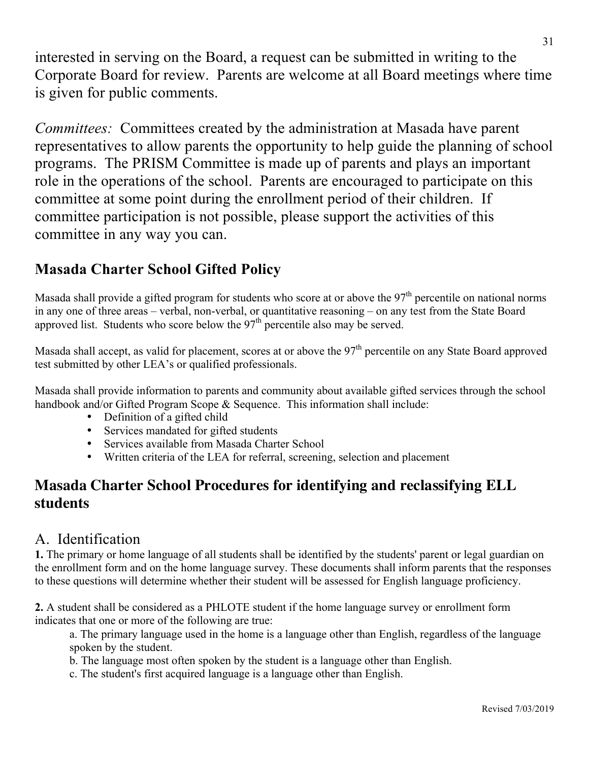interested in serving on the Board, a request can be submitted in writing to the Corporate Board for review. Parents are welcome at all Board meetings where time is given for public comments.

*Committees:* Committees created by the administration at Masada have parent representatives to allow parents the opportunity to help guide the planning of school programs. The PRISM Committee is made up of parents and plays an important role in the operations of the school. Parents are encouraged to participate on this committee at some point during the enrollment period of their children. If committee participation is not possible, please support the activities of this committee in any way you can.

## Masada Charter School Gifted Policy

Masada shall provide a gifted program for students who score at or above the 97th percentile on national norms in any one of three areas – verbal, non-verbal, or quantitative reasoning – on any test from the State Board approved list. Students who score below the 97th percentile also may be served.

Masada shall accept, as valid for placement, scores at or above the 97th percentile on any State Board approved test submitted by other LEA's or qualified professionals.

Masada shall provide information to parents and community about available gifted services through the school handbook and/or Gifted Program Scope & Sequence. This information shall include:

- Definition of a gifted child
- Services mandated for gifted students
- Services available from Masada Charter School
- Written criteria of the LEA for referral, screening, selection and placement

## Masada Charter School Procedures for identifying and reclassifying ELL students

### A. Identification

**1.** The primary or home language of all students shall be identified by the students' parent or legal guardian on the enrollment form and on the home language survey. These documents shall inform parents that the responses to these questions will determine whether their student will be assessed for English language proficiency.

**2.** A student shall be considered as a PHLOTE student if the home language survey or enrollment form indicates that one or more of the following are true:

a. The primary language used in the home is a language other than English, regardless of the language spoken by the student.

b. The language most often spoken by the student is a language other than English.

c. The student's first acquired language is a language other than English.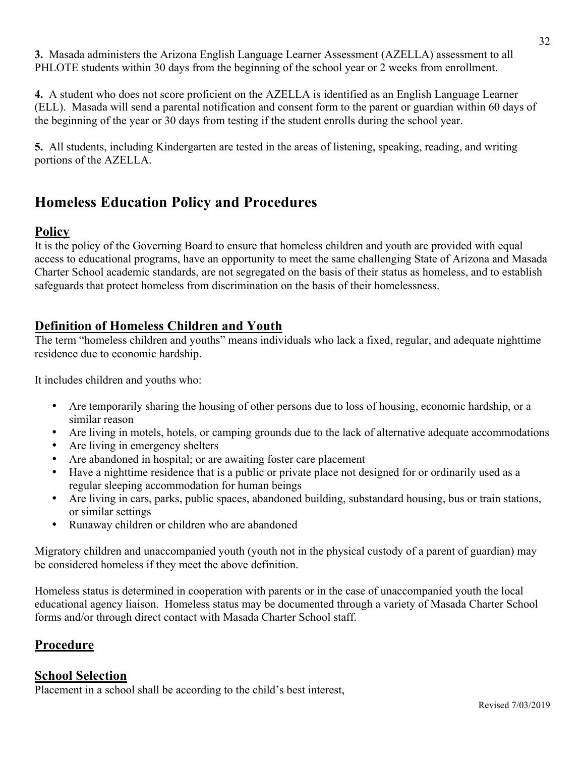**3.** Masada administers the Arizona English Language Learner Assessment (AZELLA) assessment to all PHLOTE students within 30 days from the beginning of the school year or 2 weeks from enrollment.

**4.** A student who does not score proficient on the AZELLA is identified as an English Language Learner (ELL). Masada will send a parental notification and consent form to the parent or guardian within 60 days of the beginning of the year or 30 days from testing if the student enrolls during the school year.

**5.** All students, including Kindergarten are tested in the areas of listening, speaking, reading, and writing portions of the AZELLA.

# Homeless Education Policy and Procedures

## Policy

It is the policy of the Governing Board to ensure that homeless children and youth are provided with equal access to educational programs, have an opportunity to meet the same challenging State of Arizona and Masada Charter School academic standards, are not segregated on the basis of their status as homeless, and to establish safeguards that protect homeless from discrimination on the basis of their homelessness.

## Definition of Homeless Children and Youth

The term "homeless children and youths" means individuals who lack a fixed, regular, and adequate nighttime residence due to economic hardship.

It includes children and youths who:

- Are temporarily sharing the housing of other persons due to loss of housing, economic hardship, or a similar reason
- Are living in motels, hotels, or camping grounds due to the lack of alternative adequate accommodations
- Are living in emergency shelters
- Are abandoned in hospital; or are awaiting foster care placement
- Have a nighttime residence that is a public or private place not designed for or ordinarily used as a regular sleeping accommodation for human beings
- Are living in cars, parks, public spaces, abandoned building, substandard housing, bus or train stations, or similar settings
- Runaway children or children who are abandoned

Migratory children and unaccompanied youth (youth not in the physical custody of a parent of guardian) may be considered homeless if they meet the above definition.

Homeless status is determined in cooperation with parents or in the case of unaccompanied youth the local educational agency liaison. Homeless status may be documented through a variety of Masada Charter School forms and/or through direct contact with Masada Charter School staff.

## Procedure

## School Selection

Placement in a school shall be according to the child's best interest,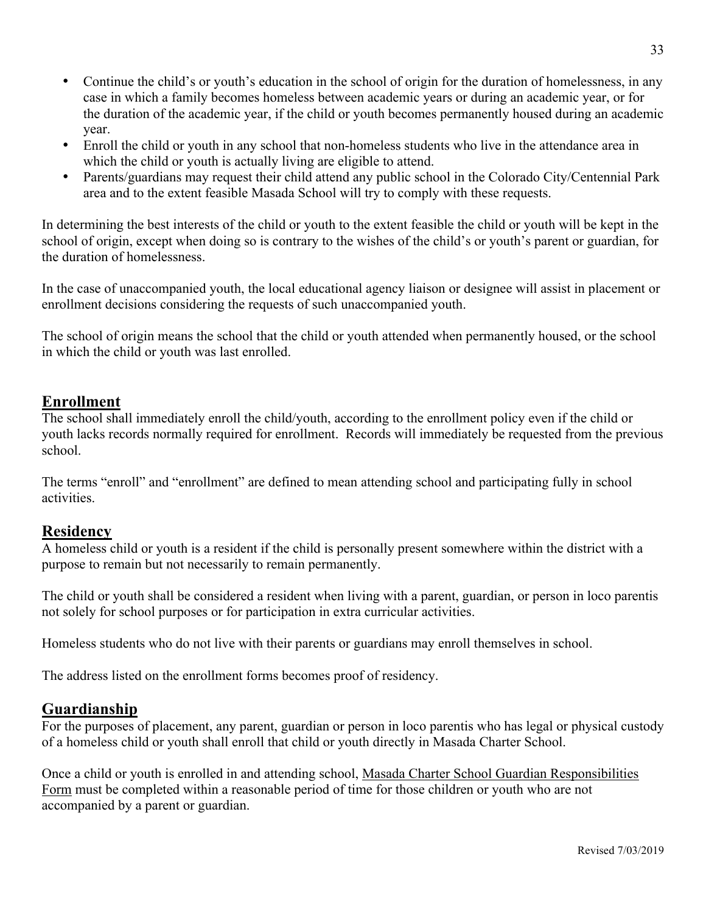- Continue the child's or youth's education in the school of origin for the duration of homelessness, in any case in which a family becomes homeless between academic years or during an academic year, or for the duration of the academic year, if the child or youth becomes permanently housed during an academic year.
- Enroll the child or youth in any school that non-homeless students who live in the attendance area in which the child or youth is actually living are eligible to attend.
- Parents/guardians may request their child attend any public school in the Colorado City/Centennial Park area and to the extent feasible Masada School will try to comply with these requests.

In determining the best interests of the child or youth to the extent feasible the child or youth will be kept in the school of origin, except when doing so is contrary to the wishes of the child's or youth's parent or guardian, for the duration of homelessness.

In the case of unaccompanied youth, the local educational agency liaison or designee will assist in placement or enrollment decisions considering the requests of such unaccompanied youth.

The school of origin means the school that the child or youth attended when permanently housed, or the school in which the child or youth was last enrolled.

## Enrollment

The school shall immediately enroll the child/youth, according to the enrollment policy even if the child or youth lacks records normally required for enrollment. Records will immediately be requested from the previous school.

The terms "enroll" and "enrollment" are defined to mean attending school and participating fully in school activities.

## Residency

A homeless child or youth is a resident if the child is personally present somewhere within the district with a purpose to remain but not necessarily to remain permanently.

The child or youth shall be considered a resident when living with a parent, guardian, or person in loco parentis not solely for school purposes or for participation in extra curricular activities.

Homeless students who do not live with their parents or guardians may enroll themselves in school.

The address listed on the enrollment forms becomes proof of residency.

## Guardianship

For the purposes of placement, any parent, guardian or person in loco parentis who has legal or physical custody of a homeless child or youth shall enroll that child or youth directly in Masada Charter School.

Once a child or youth is enrolled in and attending school, Masada Charter School Guardian Responsibilities Form must be completed within a reasonable period of time for those children or youth who are not accompanied by a parent or guardian.

Revised 7/03/2019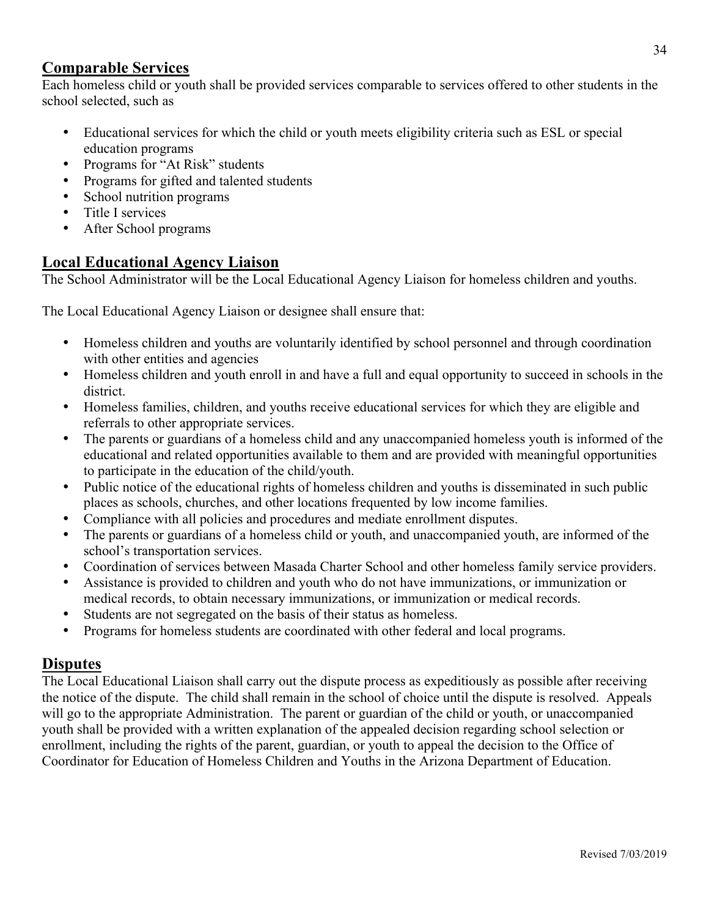## Comparable Services

Each homeless child or youth shall be provided services comparable to services offered to other students in the school selected, such as

- Educational services for which the child or youth meets eligibility criteria such as ESL or special education programs
- Programs for "At Risk" students
- Programs for gifted and talented students
- School nutrition programs
- Title I services
- After School programs

## Local Educational Agency Liaison

The School Administrator will be the Local Educational Agency Liaison for homeless children and youths.

The Local Educational Agency Liaison or designee shall ensure that:

- Homeless children and youths are voluntarily identified by school personnel and through coordination with other entities and agencies
- Homeless children and youth enroll in and have a full and equal opportunity to succeed in schools in the district.
- Homeless families, children, and youths receive educational services for which they are eligible and referrals to other appropriate services.
- The parents or guardians of a homeless child and any unaccompanied homeless youth is informed of the educational and related opportunities available to them and are provided with meaningful opportunities to participate in the education of the child/youth.
- Public notice of the educational rights of homeless children and youths is disseminated in such public places as schools, churches, and other locations frequented by low income families.
- Compliance with all policies and procedures and mediate enrollment disputes.
- The parents or guardians of a homeless child or youth, and unaccompanied youth, are informed of the school's transportation services.
- Coordination of services between Masada Charter School and other homeless family service providers.
- Assistance is provided to children and youth who do not have immunizations, or immunization or medical records, to obtain necessary immunizations, or immunization or medical records.
- Students are not segregated on the basis of their status as homeless.
- Programs for homeless students are coordinated with other federal and local programs.

## Disputes

The Local Educational Liaison shall carry out the dispute process as expeditiously as possible after receiving the notice of the dispute. The child shall remain in the school of choice until the dispute is resolved. Appeals will go to the appropriate Administration. The parent or guardian of the child or youth, or unaccompanied youth shall be provided with a written explanation of the appealed decision regarding school selection or enrollment, including the rights of the parent, guardian, or youth to appeal the decision to the Office of Coordinator for Education of Homeless Children and Youths in the Arizona Department of Education.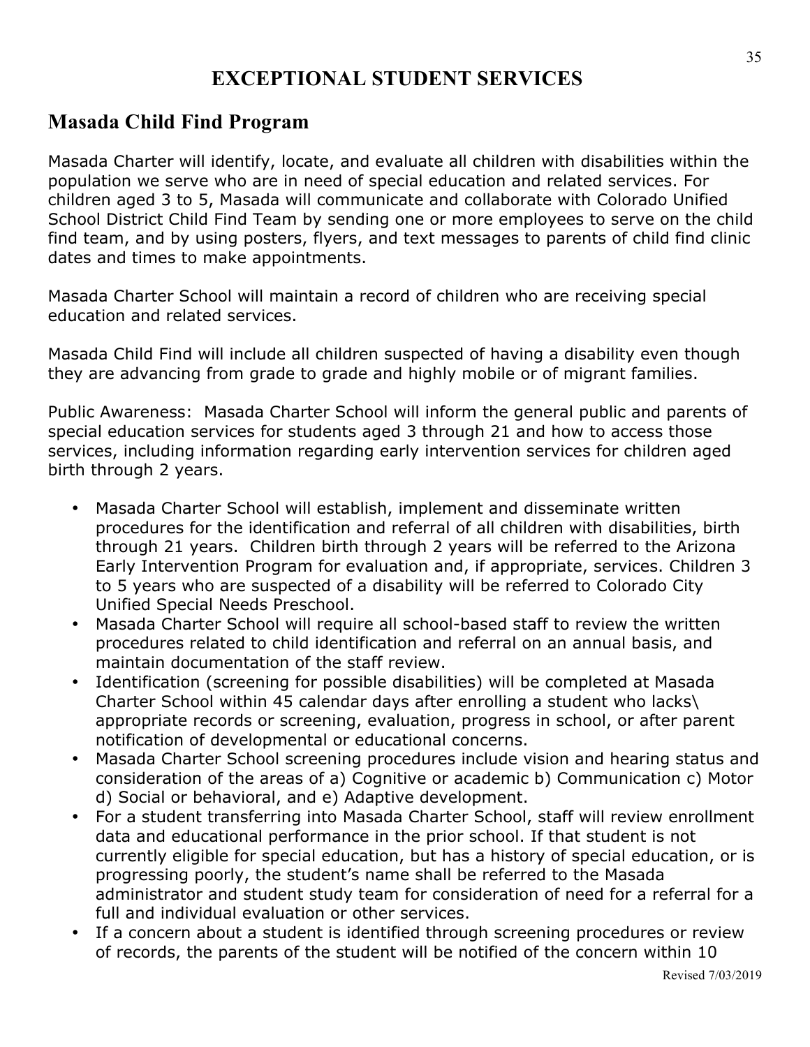# EXCEPTIONAL STUDENT SERVICES

## Masada Child Find Program

Masada Charter will identify, locate, and evaluate all children with disabilities within the population we serve who are in need of special education and related services. For children aged 3 to 5, Masada will communicate and collaborate with Colorado Unified School District Child Find Team by sending one or more employees to serve on the child find team, and by using posters, flyers, and text messages to parents of child find clinic dates and times to make appointments.

Masada Charter School will maintain a record of children who are receiving special education and related services.

Masada Child Find will include all children suspected of having a disability even though they are advancing from grade to grade and highly mobile or of migrant families.

Public Awareness: Masada Charter School will inform the general public and parents of special education services for students aged 3 through 21 and how to access those services, including information regarding early intervention services for children aged birth through 2 years.

- Masada Charter School will establish, implement and disseminate written procedures for the identification and referral of all children with disabilities, birth through 21 years. Children birth through 2 years will be referred to the Arizona Early Intervention Program for evaluation and, if appropriate, services. Children 3 to 5 years who are suspected of a disability will be referred to Colorado City Unified Special Needs Preschool.
- Masada Charter School will require all school-based staff to review the written procedures related to child identification and referral on an annual basis, and maintain documentation of the staff review.
- Identification (screening for possible disabilities) will be completed at Masada Charter School within 45 calendar days after enrolling a student who lacks\ appropriate records or screening, evaluation, progress in school, or after parent notification of developmental or educational concerns.
- Masada Charter School screening procedures include vision and hearing status and consideration of the areas of a) Cognitive or academic b) Communication c) Motor d) Social or behavioral, and e) Adaptive development.
- For a student transferring into Masada Charter School, staff will review enrollment data and educational performance in the prior school. If that student is not currently eligible for special education, but has a history of special education, or is progressing poorly, the student's name shall be referred to the Masada administrator and student study team for consideration of need for a referral for a full and individual evaluation or other services.
- If a concern about a student is identified through screening procedures or review of records, the parents of the student will be notified of the concern within 10

Revised 7/03/2019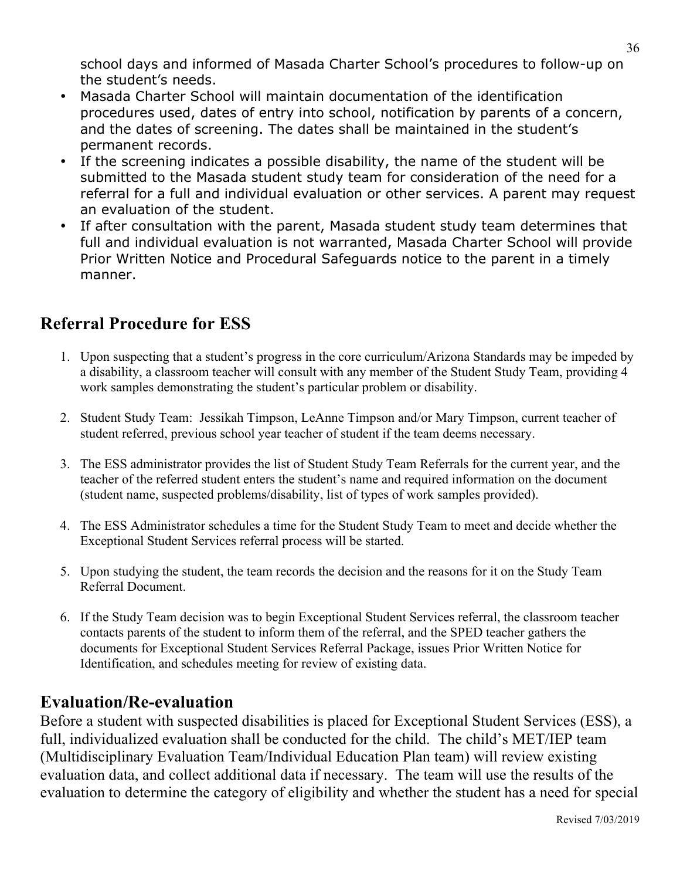school days and informed of Masada Charter School's procedures to follow-up on the student's needs.

- Masada Charter School will maintain documentation of the identification procedures used, dates of entry into school, notification by parents of a concern, and the dates of screening. The dates shall be maintained in the student's permanent records.
- If the screening indicates a possible disability, the name of the student will be submitted to the Masada student study team for consideration of the need for a referral for a full and individual evaluation or other services. A parent may request an evaluation of the student.
- If after consultation with the parent, Masada student study team determines that full and individual evaluation is not warranted, Masada Charter School will provide Prior Written Notice and Procedural Safeguards notice to the parent in a timely manner.

## Referral Procedure for ESS

1. Upon suspecting that a student's progress in the core curriculum/Arizona Standards may be impeded by a disability, a classroom teacher will consult with any member of the Student Study Team, providing 4 work samples demonstrating the student's particular problem or disability.

2. Student Study Team: Jessikah Timpson, LeAnne Timpson and/or Mary Timpson, current teacher of student referred, previous school year teacher of student if the team deems necessary.

3. The ESS administrator provides the list of Student Study Team Referrals for the current year, and the teacher of the referred student enters the student's name and required information on the document (student name, suspected problems/disability, list of types of work samples provided).

4. The ESS Administrator schedules a time for the Student Study Team to meet and decide whether the Exceptional Student Services referral process will be started.

5. Upon studying the student, the team records the decision and the reasons for it on the Study Team Referral Document.

6. If the Study Team decision was to begin Exceptional Student Services referral, the classroom teacher contacts parents of the student to inform them of the referral, and the SPED teacher gathers the documents for Exceptional Student Services Referral Package, issues Prior Written Notice for Identification, and schedules meeting for review of existing data.

## Evaluation/Re-evaluation

Before a student with suspected disabilities is placed for Exceptional Student Services (ESS), a full, individualized evaluation shall be conducted for the child. The child's MET/IEP team (Multidisciplinary Evaluation Team/Individual Education Plan team) will review existing evaluation data, and collect additional data if necessary. The team will use the results of the evaluation to determine the category of eligibility and whether the student has a need for special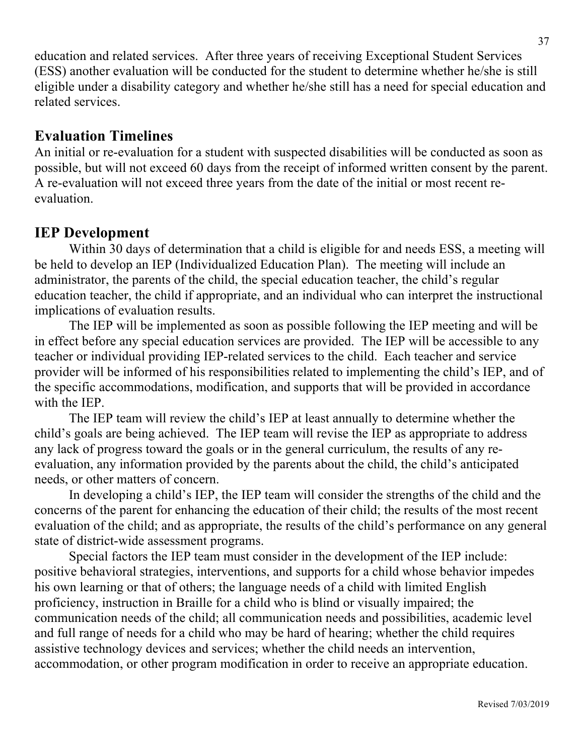education and related services. After three years of receiving Exceptional Student Services (ESS) another evaluation will be conducted for the student to determine whether he/she is still eligible under a disability category and whether he/she still has a need for special education and related services.

## Evaluation Timelines

An initial or re-evaluation for a student with suspected disabilities will be conducted as soon as possible, but will not exceed 60 days from the receipt of informed written consent by the parent. A re-evaluation will not exceed three years from the date of the initial or most recent re-evaluation.

## IEP Development

Within 30 days of determination that a child is eligible for and needs ESS, a meeting will be held to develop an IEP (Individualized Education Plan). The meeting will include an administrator, the parents of the child, the special education teacher, the child's regular education teacher, the child if appropriate, and an individual who can interpret the instructional implications of evaluation results.

The IEP will be implemented as soon as possible following the IEP meeting and will be in effect before any special education services are provided. The IEP will be accessible to any teacher or individual providing IEP-related services to the child. Each teacher and service provider will be informed of his responsibilities related to implementing the child's IEP, and of the specific accommodations, modification, and supports that will be provided in accordance with the IEP.

The IEP team will review the child's IEP at least annually to determine whether the child's goals are being achieved. The IEP team will revise the IEP as appropriate to address any lack of progress toward the goals or in the general curriculum, the results of any re-evaluation, any information provided by the parents about the child, the child's anticipated needs, or other matters of concern.

In developing a child's IEP, the IEP team will consider the strengths of the child and the concerns of the parent for enhancing the education of their child; the results of the most recent evaluation of the child; and as appropriate, the results of the child's performance on any general state of district-wide assessment programs.

Special factors the IEP team must consider in the development of the IEP include: positive behavioral strategies, interventions, and supports for a child whose behavior impedes his own learning or that of others; the language needs of a child with limited English proficiency, instruction in Braille for a child who is blind or visually impaired; the communication needs of the child; all communication needs and possibilities, academic level and full range of needs for a child who may be hard of hearing; whether the child requires assistive technology devices and services; whether the child needs an intervention, accommodation, or other program modification in order to receive an appropriate education.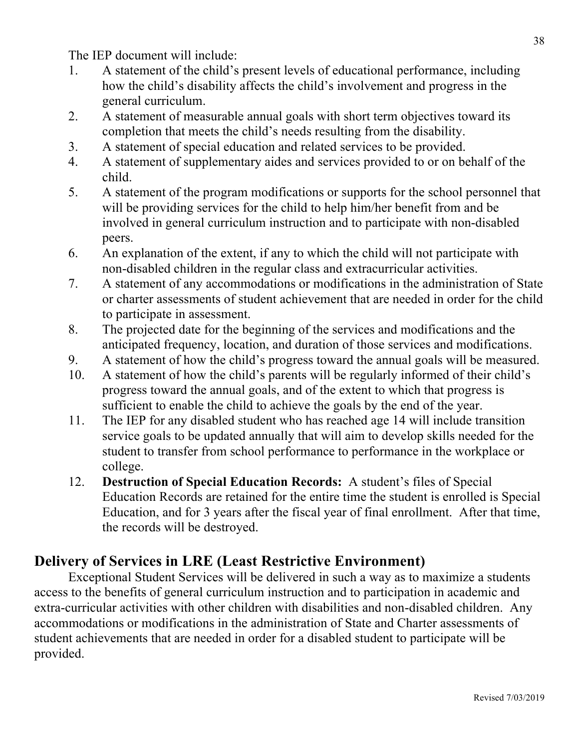The IEP document will include:

1. A statement of the child's present levels of educational performance, including how the child's disability affects the child's involvement and progress in the general curriculum.
2. A statement of measurable annual goals with short term objectives toward its completion that meets the child's needs resulting from the disability.
3. A statement of special education and related services to be provided.
4. A statement of supplementary aides and services provided to or on behalf of the child.
5. A statement of the program modifications or supports for the school personnel that will be providing services for the child to help him/her benefit from and be involved in general curriculum instruction and to participate with non-disabled peers.
6. An explanation of the extent, if any to which the child will not participate with non-disabled children in the regular class and extracurricular activities.
7. A statement of any accommodations or modifications in the administration of State or charter assessments of student achievement that are needed in order for the child to participate in assessment.
8. The projected date for the beginning of the services and modifications and the anticipated frequency, location, and duration of those services and modifications.
9. A statement of how the child's progress toward the annual goals will be measured.
10. A statement of how the child's parents will be regularly informed of their child's progress toward the annual goals, and of the extent to which that progress is sufficient to enable the child to achieve the goals by the end of the year.
11. The IEP for any disabled student who has reached age 14 will include transition service goals to be updated annually that will aim to develop skills needed for the student to transfer from school performance to performance in the workplace or college.
12. **Destruction of Special Education Records:** A student's files of Special Education Records are retained for the entire time the student is enrolled is Special Education, and for 3 years after the fiscal year of final enrollment. After that time, the records will be destroyed.

## Delivery of Services in LRE (Least Restrictive Environment)

Exceptional Student Services will be delivered in such a way as to maximize a students access to the benefits of general curriculum instruction and to participation in academic and extra-curricular activities with other children with disabilities and non-disabled children. Any accommodations or modifications in the administration of State and Charter assessments of student achievements that are needed in order for a disabled student to participate will be provided.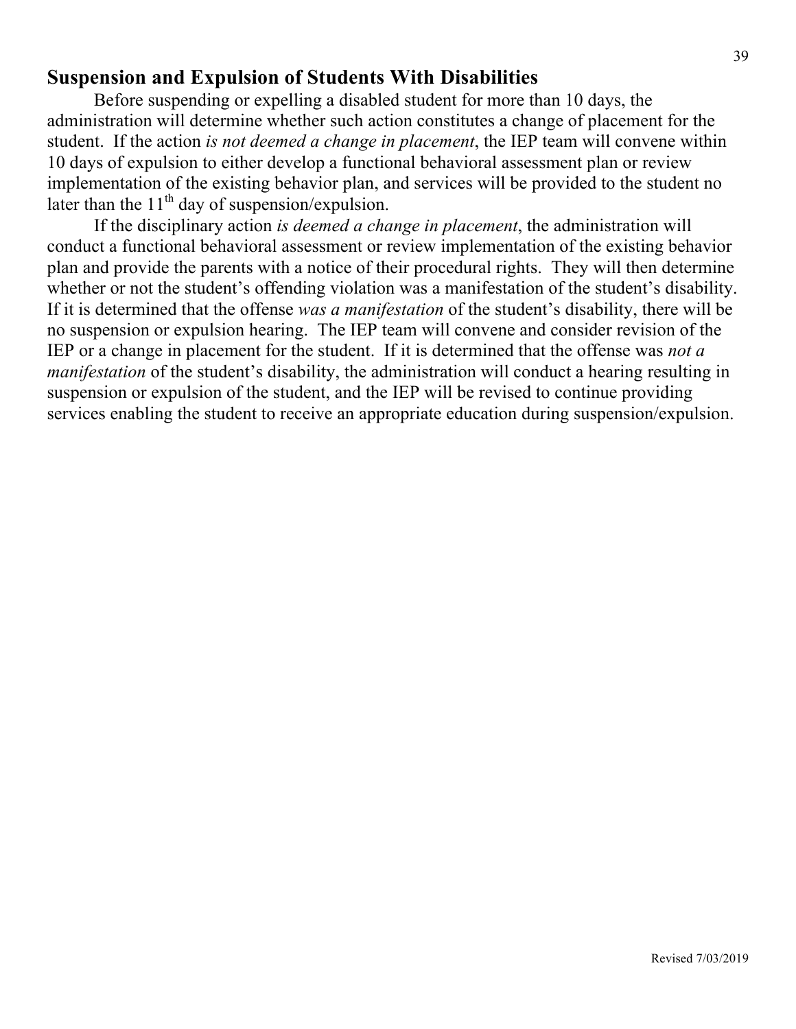## Suspension and Expulsion of Students With Disabilities

Before suspending or expelling a disabled student for more than 10 days, the administration will determine whether such action constitutes a change of placement for the student. If the action *is not deemed a change in placement*, the IEP team will convene within 10 days of expulsion to either develop a functional behavioral assessment plan or review implementation of the existing behavior plan, and services will be provided to the student no later than the 11th day of suspension/expulsion.

If the disciplinary action *is deemed a change in placement*, the administration will conduct a functional behavioral assessment or review implementation of the existing behavior plan and provide the parents with a notice of their procedural rights. They will then determine whether or not the student's offending violation was a manifestation of the student's disability. If it is determined that the offense *was a manifestation* of the student's disability, there will be no suspension or expulsion hearing. The IEP team will convene and consider revision of the IEP or a change in placement for the student. If it is determined that the offense was *not a manifestation* of the student's disability, the administration will conduct a hearing resulting in suspension or expulsion of the student, and the IEP will be revised to continue providing services enabling the student to receive an appropriate education during suspension/expulsion.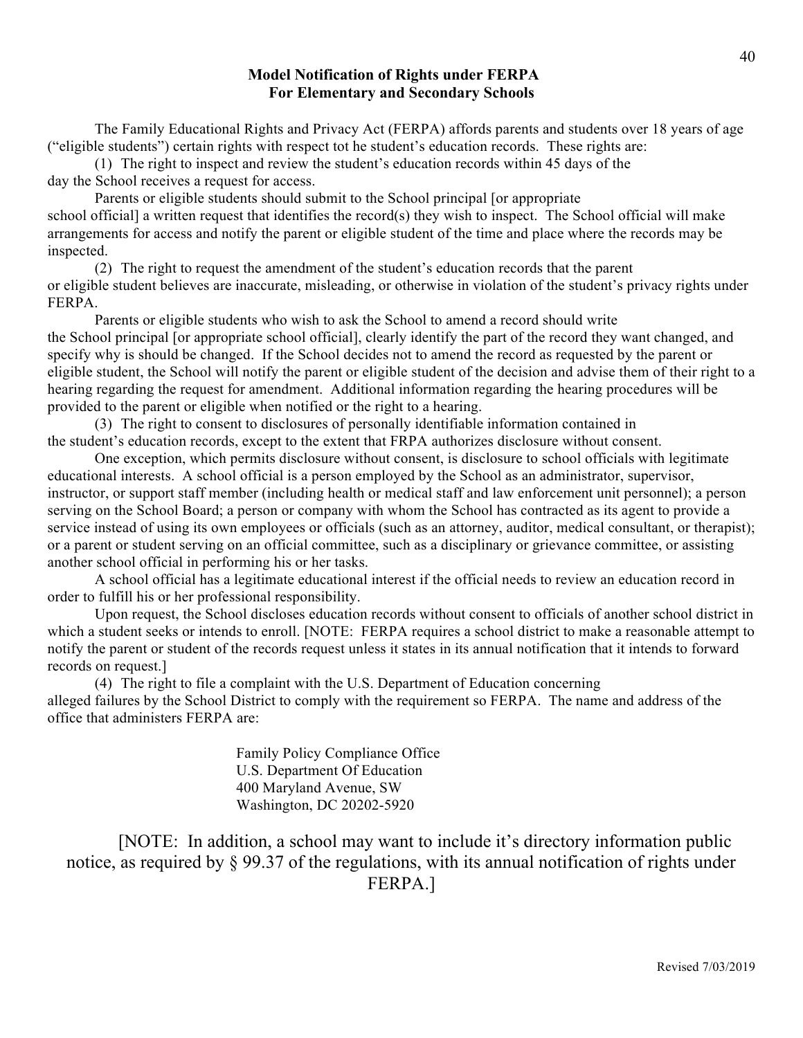## Model Notification of Rights under FERPA For Elementary and Secondary Schools

The Family Educational Rights and Privacy Act (FERPA) affords parents and students over 18 years of age ("eligible students") certain rights with respect tot he student's education records. These rights are:

(1) The right to inspect and review the student's education records within 45 days of the day the School receives a request for access.

Parents or eligible students should submit to the School principal [or appropriate school official] a written request that identifies the record(s) they wish to inspect. The School official will make arrangements for access and notify the parent or eligible student of the time and place where the records may be inspected.

(2) The right to request the amendment of the student's education records that the parent or eligible student believes are inaccurate, misleading, or otherwise in violation of the student's privacy rights under FERPA.

Parents or eligible students who wish to ask the School to amend a record should write the School principal [or appropriate school official], clearly identify the part of the record they want changed, and specify why is should be changed. If the School decides not to amend the record as requested by the parent or eligible student, the School will notify the parent or eligible student of the decision and advise them of their right to a hearing regarding the request for amendment. Additional information regarding the hearing procedures will be provided to the parent or eligible when notified or the right to a hearing.

(3) The right to consent to disclosures of personally identifiable information contained in the student's education records, except to the extent that FRPA authorizes disclosure without consent.

One exception, which permits disclosure without consent, is disclosure to school officials with legitimate educational interests. A school official is a person employed by the School as an administrator, supervisor, instructor, or support staff member (including health or medical staff and law enforcement unit personnel); a person serving on the School Board; a person or company with whom the School has contracted as its agent to provide a service instead of using its own employees or officials (such as an attorney, auditor, medical consultant, or therapist); or a parent or student serving on an official committee, such as a disciplinary or grievance committee, or assisting another school official in performing his or her tasks.

A school official has a legitimate educational interest if the official needs to review an education record in order to fulfill his or her professional responsibility.

Upon request, the School discloses education records without consent to officials of another school district in which a student seeks or intends to enroll. [NOTE: FERPA requires a school district to make a reasonable attempt to notify the parent or student of the records request unless it states in its annual notification that it intends to forward records on request.]

(4) The right to file a complaint with the U.S. Department of Education concerning alleged failures by the School District to comply with the requirement so FERPA. The name and address of the office that administers FERPA are:

Family Policy Compliance Office
U.S. Department Of Education
400 Maryland Avenue, SW
Washington, DC 20202-5920

[NOTE: In addition, a school may want to include it's directory information public notice, as required by § 99.37 of the regulations, with its annual notification of rights under FERPA.]

Revised 7/03/2019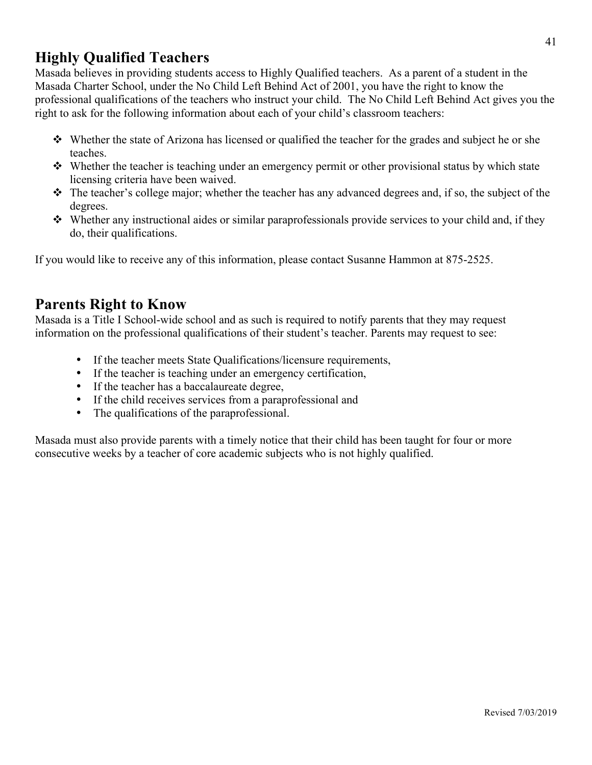## Highly Qualified Teachers

Masada believes in providing students access to Highly Qualified teachers. As a parent of a student in the Masada Charter School, under the No Child Left Behind Act of 2001, you have the right to know the professional qualifications of the teachers who instruct your child. The No Child Left Behind Act gives you the right to ask for the following information about each of your child's classroom teachers:

- Whether the state of Arizona has licensed or qualified the teacher for the grades and subject he or she teaches.
- Whether the teacher is teaching under an emergency permit or other provisional status by which state licensing criteria have been waived.
- The teacher's college major; whether the teacher has any advanced degrees and, if so, the subject of the degrees.
- Whether any instructional aides or similar paraprofessionals provide services to your child and, if they do, their qualifications.

If you would like to receive any of this information, please contact Susanne Hammon at 875-2525.

## Parents Right to Know

Masada is a Title I School-wide school and as such is required to notify parents that they may request information on the professional qualifications of their student's teacher. Parents may request to see:

- If the teacher meets State Qualifications/licensure requirements,
- If the teacher is teaching under an emergency certification,
- If the teacher has a baccalaureate degree,
- If the child receives services from a paraprofessional and
- The qualifications of the paraprofessional.

Masada must also provide parents with a timely notice that their child has been taught for four or more consecutive weeks by a teacher of core academic subjects who is not highly qualified.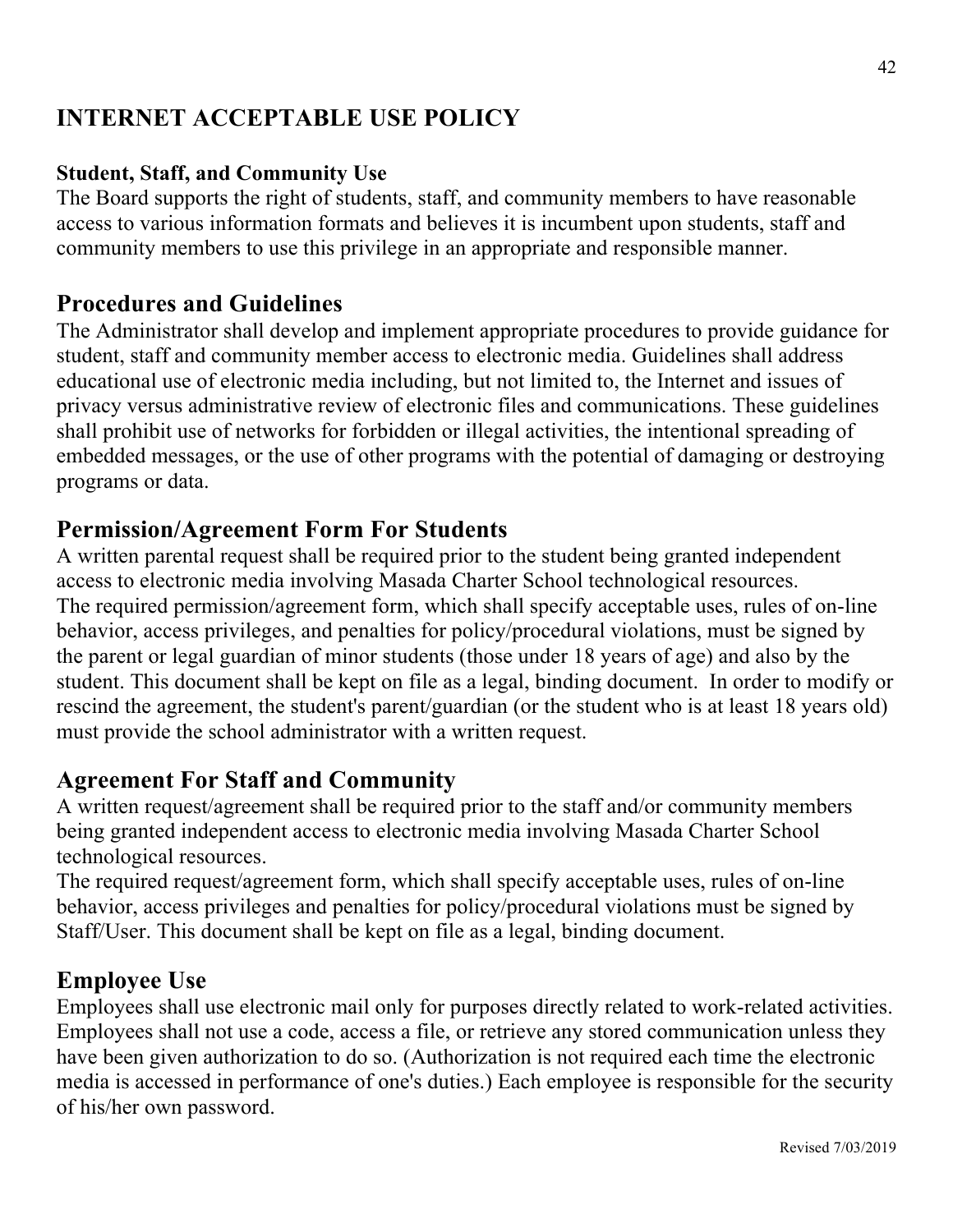# INTERNET ACCEPTABLE USE POLICY

**Student, Staff, and Community Use**

The Board supports the right of students, staff, and community members to have reasonable access to various information formats and believes it is incumbent upon students, staff and community members to use this privilege in an appropriate and responsible manner.

## Procedures and Guidelines

The Administrator shall develop and implement appropriate procedures to provide guidance for student, staff and community member access to electronic media. Guidelines shall address educational use of electronic media including, but not limited to, the Internet and issues of privacy versus administrative review of electronic files and communications. These guidelines shall prohibit use of networks for forbidden or illegal activities, the intentional spreading of embedded messages, or the use of other programs with the potential of damaging or destroying programs or data.

## Permission/Agreement Form For Students

A written parental request shall be required prior to the student being granted independent access to electronic media involving Masada Charter School technological resources.
The required permission/agreement form, which shall specify acceptable uses, rules of on-line behavior, access privileges, and penalties for policy/procedural violations, must be signed by the parent or legal guardian of minor students (those under 18 years of age) and also by the student. This document shall be kept on file as a legal, binding document. In order to modify or rescind the agreement, the student's parent/guardian (or the student who is at least 18 years old) must provide the school administrator with a written request.

## Agreement For Staff and Community

A written request/agreement shall be required prior to the staff and/or community members being granted independent access to electronic media involving Masada Charter School technological resources.
The required request/agreement form, which shall specify acceptable uses, rules of on-line behavior, access privileges and penalties for policy/procedural violations must be signed by Staff/User. This document shall be kept on file as a legal, binding document.

## Employee Use

Employees shall use electronic mail only for purposes directly related to work-related activities. Employees shall not use a code, access a file, or retrieve any stored communication unless they have been given authorization to do so. (Authorization is not required each time the electronic media is accessed in performance of one's duties.) Each employee is responsible for the security of his/her own password.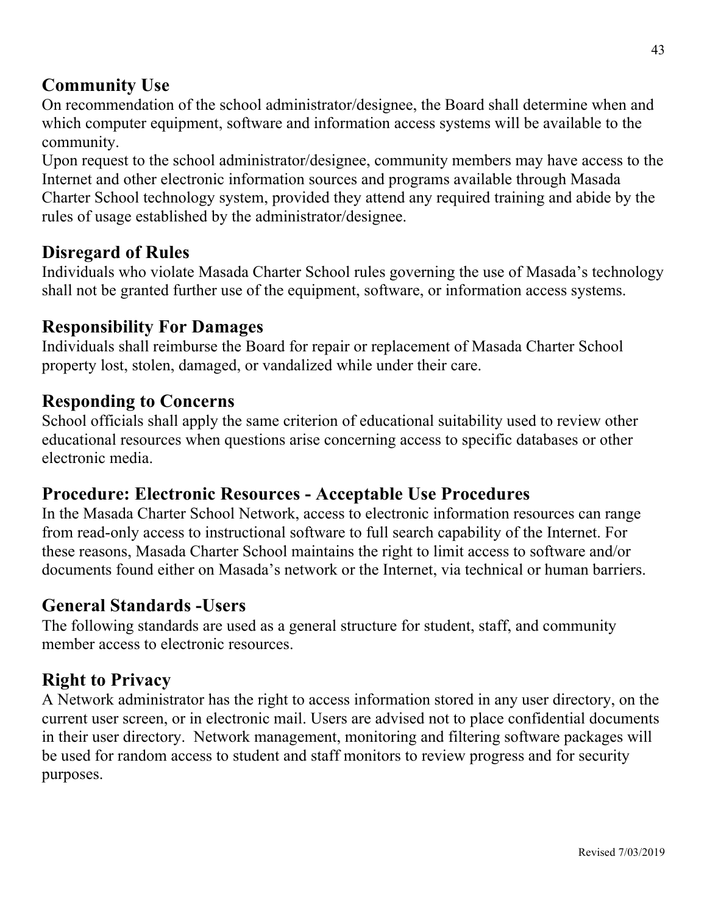## Community Use

On recommendation of the school administrator/designee, the Board shall determine when and which computer equipment, software and information access systems will be available to the community.

Upon request to the school administrator/designee, community members may have access to the Internet and other electronic information sources and programs available through Masada Charter School technology system, provided they attend any required training and abide by the rules of usage established by the administrator/designee.

## Disregard of Rules

Individuals who violate Masada Charter School rules governing the use of Masada's technology shall not be granted further use of the equipment, software, or information access systems.

## Responsibility For Damages

Individuals shall reimburse the Board for repair or replacement of Masada Charter School property lost, stolen, damaged, or vandalized while under their care.

## Responding to Concerns

School officials shall apply the same criterion of educational suitability used to review other educational resources when questions arise concerning access to specific databases or other electronic media.

## Procedure: Electronic Resources - Acceptable Use Procedures

In the Masada Charter School Network, access to electronic information resources can range from read-only access to instructional software to full search capability of the Internet. For these reasons, Masada Charter School maintains the right to limit access to software and/or documents found either on Masada's network or the Internet, via technical or human barriers.

## General Standards -Users

The following standards are used as a general structure for student, staff, and community member access to electronic resources.

## Right to Privacy

A Network administrator has the right to access information stored in any user directory, on the current user screen, or in electronic mail. Users are advised not to place confidential documents in their user directory. Network management, monitoring and filtering software packages will be used for random access to student and staff monitors to review progress and for security purposes.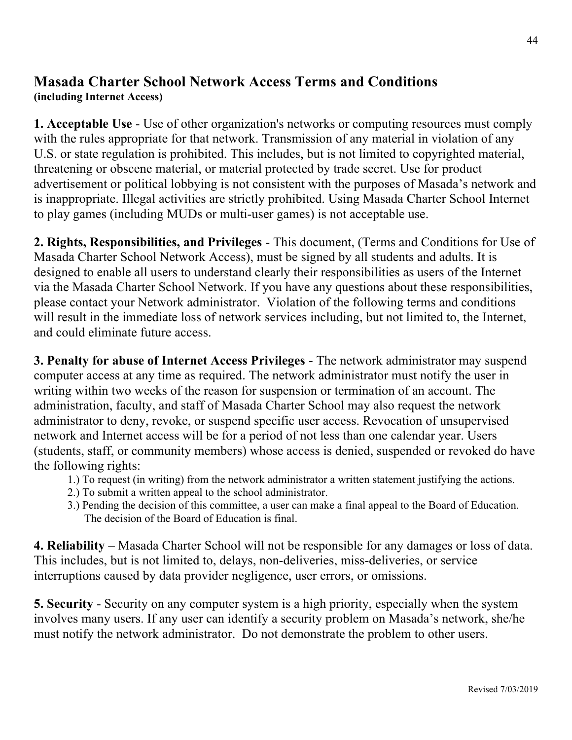## Masada Charter School Network Access Terms and Conditions

**(including Internet Access)**

**1. Acceptable Use** - Use of other organization's networks or computing resources must comply with the rules appropriate for that network. Transmission of any material in violation of any U.S. or state regulation is prohibited. This includes, but is not limited to copyrighted material, threatening or obscene material, or material protected by trade secret. Use for product advertisement or political lobbying is not consistent with the purposes of Masada's network and is inappropriate. Illegal activities are strictly prohibited. Using Masada Charter School Internet to play games (including MUDs or multi-user games) is not acceptable use.

**2. Rights, Responsibilities, and Privileges** - This document, (Terms and Conditions for Use of Masada Charter School Network Access), must be signed by all students and adults. It is designed to enable all users to understand clearly their responsibilities as users of the Internet via the Masada Charter School Network. If you have any questions about these responsibilities, please contact your Network administrator. Violation of the following terms and conditions will result in the immediate loss of network services including, but not limited to, the Internet, and could eliminate future access.

**3. Penalty for abuse of Internet Access Privileges** - The network administrator may suspend computer access at any time as required. The network administrator must notify the user in writing within two weeks of the reason for suspension or termination of an account. The administration, faculty, and staff of Masada Charter School may also request the network administrator to deny, revoke, or suspend specific user access. Revocation of unsupervised network and Internet access will be for a period of not less than one calendar year. Users (students, staff, or community members) whose access is denied, suspended or revoked do have the following rights:

1.) To request (in writing) from the network administrator a written statement justifying the actions.
2.) To submit a written appeal to the school administrator.
3.) Pending the decision of this committee, a user can make a final appeal to the Board of Education. The decision of the Board of Education is final.

**4. Reliability** – Masada Charter School will not be responsible for any damages or loss of data. This includes, but is not limited to, delays, non-deliveries, miss-deliveries, or service interruptions caused by data provider negligence, user errors, or omissions.

**5. Security** - Security on any computer system is a high priority, especially when the system involves many users. If any user can identify a security problem on Masada's network, she/he must notify the network administrator. Do not demonstrate the problem to other users.

Revised 7/03/2019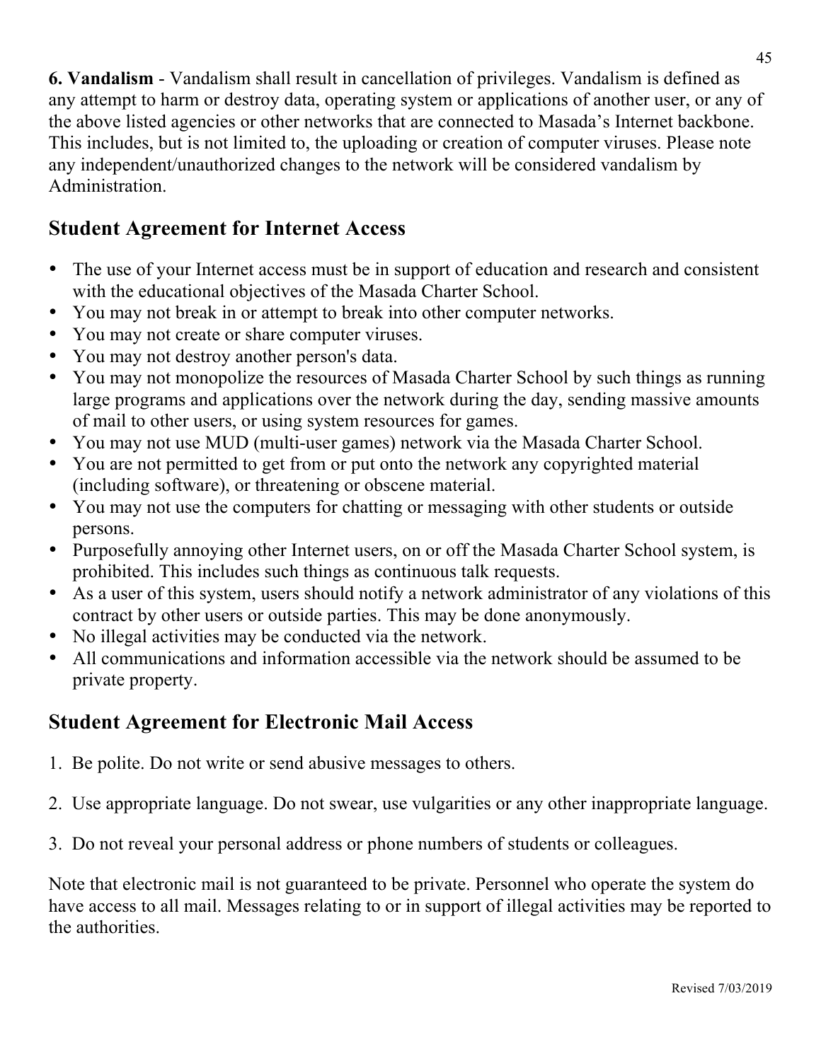**6. Vandalism** - Vandalism shall result in cancellation of privileges. Vandalism is defined as any attempt to harm or destroy data, operating system or applications of another user, or any of the above listed agencies or other networks that are connected to Masada's Internet backbone. This includes, but is not limited to, the uploading or creation of computer viruses. Please note any independent/unauthorized changes to the network will be considered vandalism by Administration.

## Student Agreement for Internet Access

- The use of your Internet access must be in support of education and research and consistent with the educational objectives of the Masada Charter School.
- You may not break in or attempt to break into other computer networks.
- You may not create or share computer viruses.
- You may not destroy another person's data.
- You may not monopolize the resources of Masada Charter School by such things as running large programs and applications over the network during the day, sending massive amounts of mail to other users, or using system resources for games.
- You may not use MUD (multi-user games) network via the Masada Charter School.
- You are not permitted to get from or put onto the network any copyrighted material (including software), or threatening or obscene material.
- You may not use the computers for chatting or messaging with other students or outside persons.
- Purposefully annoying other Internet users, on or off the Masada Charter School system, is prohibited. This includes such things as continuous talk requests.
- As a user of this system, users should notify a network administrator of any violations of this contract by other users or outside parties. This may be done anonymously.
- No illegal activities may be conducted via the network.
- All communications and information accessible via the network should be assumed to be private property.

## Student Agreement for Electronic Mail Access

1. Be polite. Do not write or send abusive messages to others.

2. Use appropriate language. Do not swear, use vulgarities or any other inappropriate language.

3. Do not reveal your personal address or phone numbers of students or colleagues.

Note that electronic mail is not guaranteed to be private. Personnel who operate the system do have access to all mail. Messages relating to or in support of illegal activities may be reported to the authorities.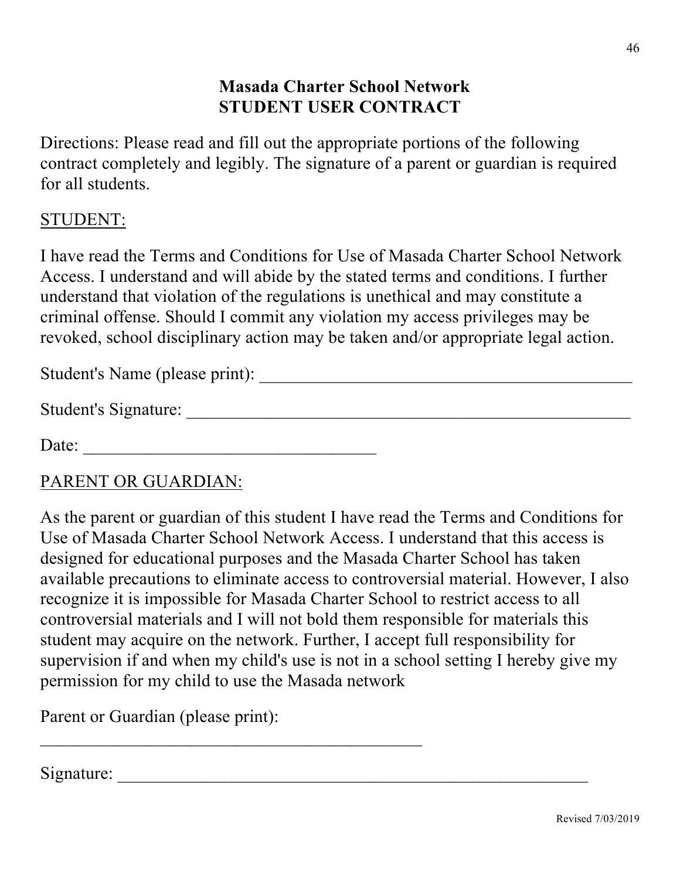# Masada Charter School Network
# STUDENT USER CONTRACT

Directions: Please read and fill out the appropriate portions of the following contract completely and legibly. The signature of a parent or guardian is required for all students.

STUDENT:

I have read the Terms and Conditions for Use of Masada Charter School Network Access. I understand and will abide by the stated terms and conditions. I further understand that violation of the regulations is unethical and may constitute a criminal offense. Should I commit any violation my access privileges may be revoked, school disciplinary action may be taken and/or appropriate legal action.

Student's Name (please print): ___________________________________________

Student's Signature: ____________________________________________________

Date: _________________________________

PARENT OR GUARDIAN:

As the parent or guardian of this student I have read the Terms and Conditions for Use of Masada Charter School Network Access. I understand that this access is designed for educational purposes and the Masada Charter School has taken available precautions to eliminate access to controversial material. However, I also recognize it is impossible for Masada Charter School to restrict access to all controversial materials and I will not bold them responsible for materials this student may acquire on the network. Further, I accept full responsibility for supervision if and when my child's use is not in a school setting I hereby give my permission for my child to use the Masada network

Parent or Guardian (please print):

_____________________________________________

Signature: ______________________________________________________

Revised 7/03/2019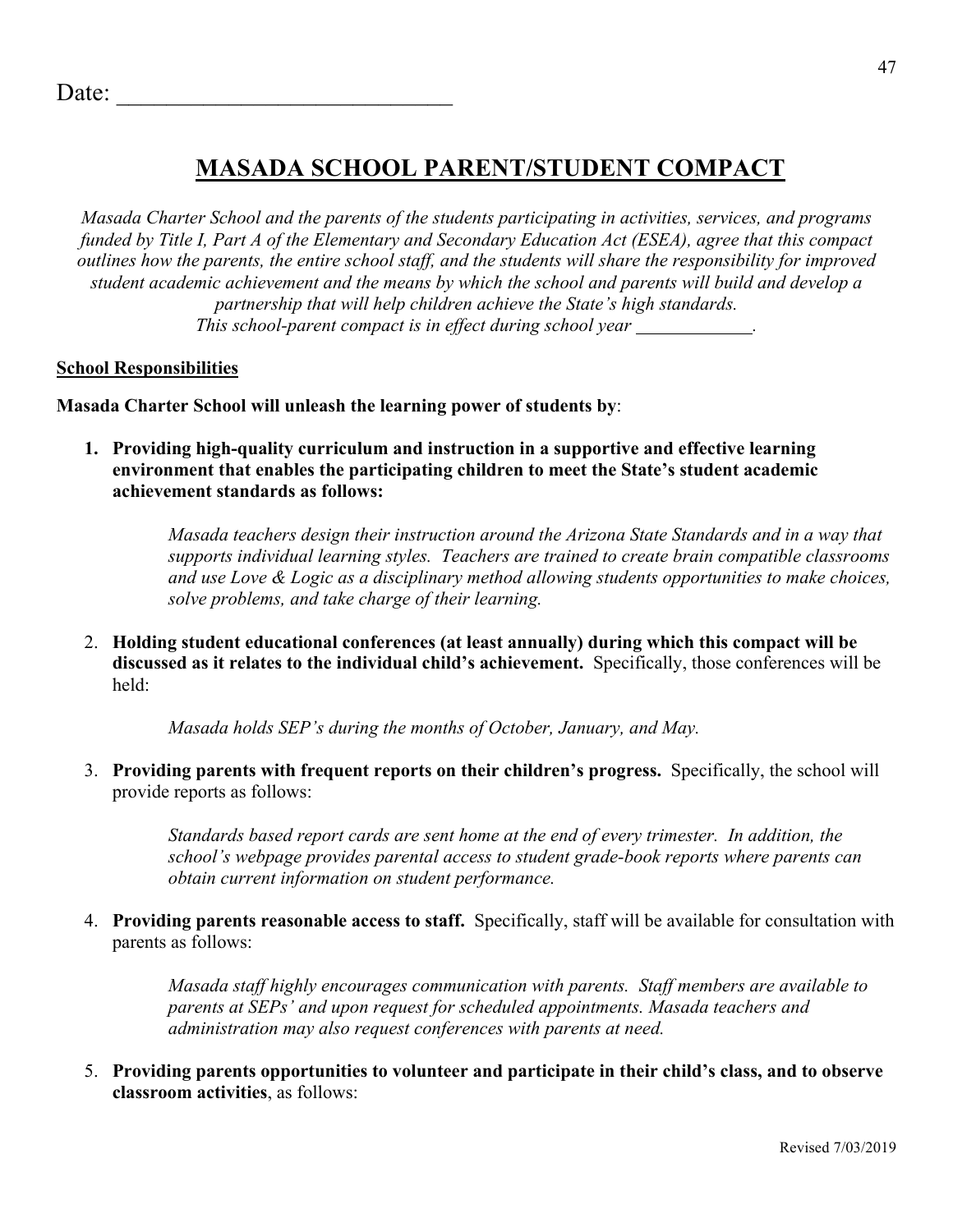Date: ______________________________

# MASADA SCHOOL PARENT/STUDENT COMPACT

*Masada Charter School and the parents of the students participating in activities, services, and programs funded by Title I, Part A of the Elementary and Secondary Education Act (ESEA), agree that this compact outlines how the parents, the entire school staff, and the students will share the responsibility for improved student academic achievement and the means by which the school and parents will build and develop a partnership that will help children achieve the State's high standards.*
*This school-parent compact is in effect during school year ____________.*

**School Responsibilities**

**Masada Charter School will unleash the learning power of students by**:

1. **Providing high-quality curriculum and instruction in a supportive and effective learning environment that enables the participating children to meet the State's student academic achievement standards as follows:**

   *Masada teachers design their instruction around the Arizona State Standards and in a way that supports individual learning styles. Teachers are trained to create brain compatible classrooms and use Love & Logic as a disciplinary method allowing students opportunities to make choices, solve problems, and take charge of their learning.*

2. **Holding student educational conferences (at least annually) during which this compact will be discussed as it relates to the individual child's achievement.** Specifically, those conferences will be held:

   *Masada holds SEP's during the months of October, January, and May.*

3. **Providing parents with frequent reports on their children's progress.** Specifically, the school will provide reports as follows:

   *Standards based report cards are sent home at the end of every trimester. In addition, the school's webpage provides parental access to student grade-book reports where parents can obtain current information on student performance.*

4. **Providing parents reasonable access to staff.** Specifically, staff will be available for consultation with parents as follows:

   *Masada staff highly encourages communication with parents. Staff members are available to parents at SEPs' and upon request for scheduled appointments. Masada teachers and administration may also request conferences with parents at need.*

5. **Providing parents opportunities to volunteer and participate in their child's class, and to observe classroom activities**, as follows:

Revised 7/03/2019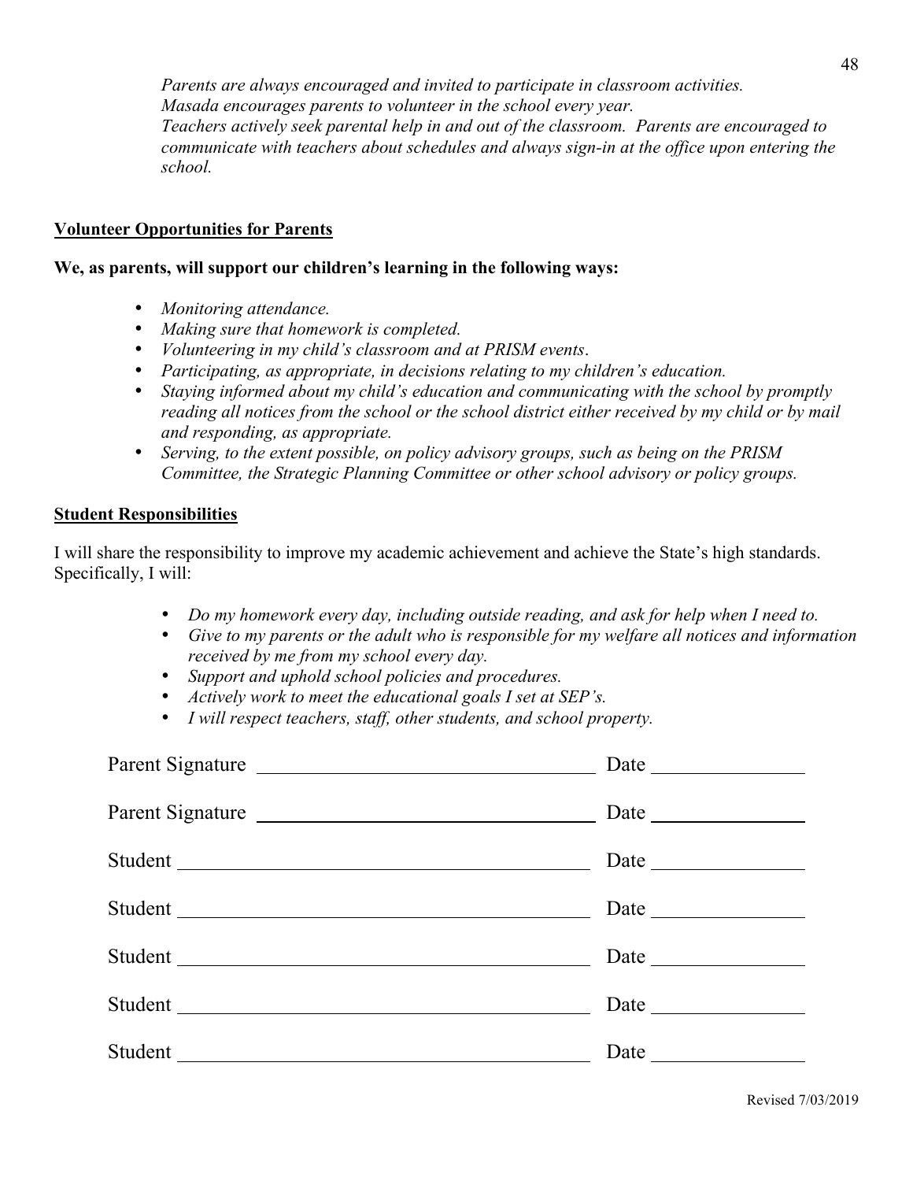*Parents are always encouraged and invited to participate in classroom activities.*
*Masada encourages parents to volunteer in the school every year.*
*Teachers actively seek parental help in and out of the classroom. Parents are encouraged to communicate with teachers about schedules and always sign-in at the office upon entering the school.*

**<u>Volunteer Opportunities for Parents</u>**

**We, as parents, will support our children's learning in the following ways:**

- *Monitoring attendance.*
- *Making sure that homework is completed.*
- *Volunteering in my child's classroom and at PRISM events*.
- *Participating, as appropriate, in decisions relating to my children's education.*
- *Staying informed about my child's education and communicating with the school by promptly reading all notices from the school or the school district either received by my child or by mail and responding, as appropriate.*
- *Serving, to the extent possible, on policy advisory groups, such as being on the PRISM Committee, the Strategic Planning Committee or other school advisory or policy groups.*

**<u>Student Responsibilities</u>**

I will share the responsibility to improve my academic achievement and achieve the State's high standards. Specifically, I will:

- *Do my homework every day, including outside reading, and ask for help when I need to.*
- *Give to my parents or the adult who is responsible for my welfare all notices and information received by me from my school every day.*
- *Support and uphold school policies and procedures.*
- *Actively work to meet the educational goals I set at SEP's.*
- *I will respect teachers, staff, other students, and school property.*

Parent Signature ________________________________ Date ______________

Parent Signature ________________________________ Date ______________

Student ________________________________________ Date ______________

Student ________________________________________ Date ______________

Student ________________________________________ Date ______________

Student ________________________________________ Date ______________

Student ________________________________________ Date ______________

Revised 7/03/2019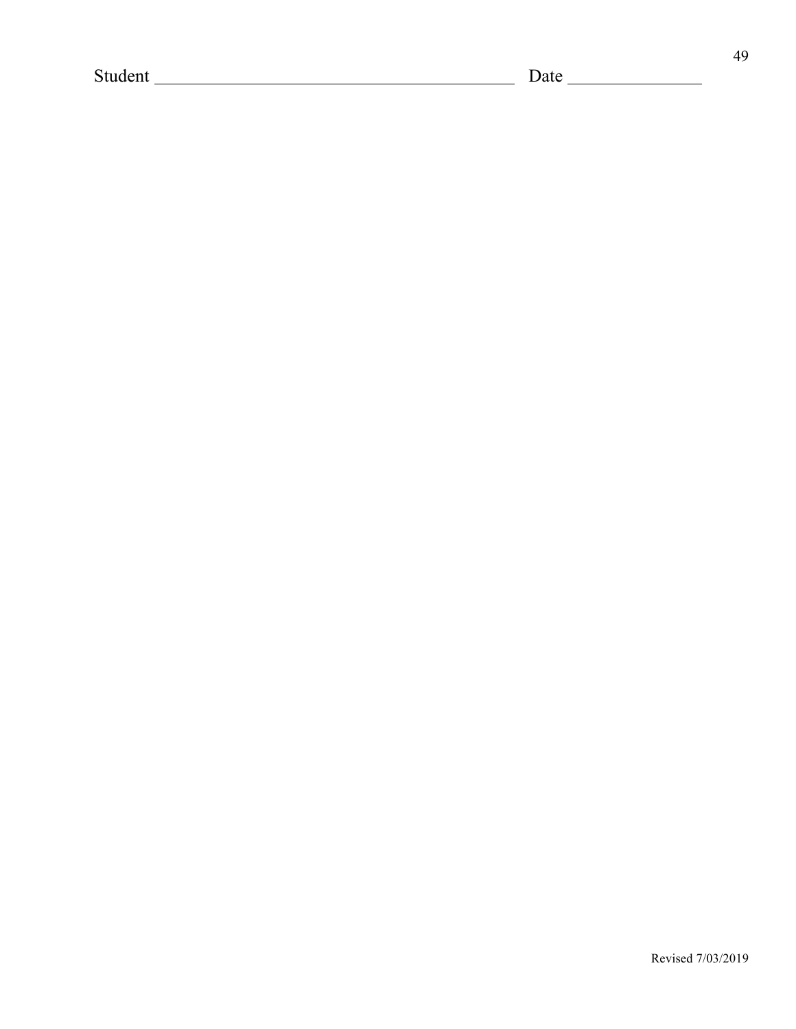Student ________________________________________ Date _______________